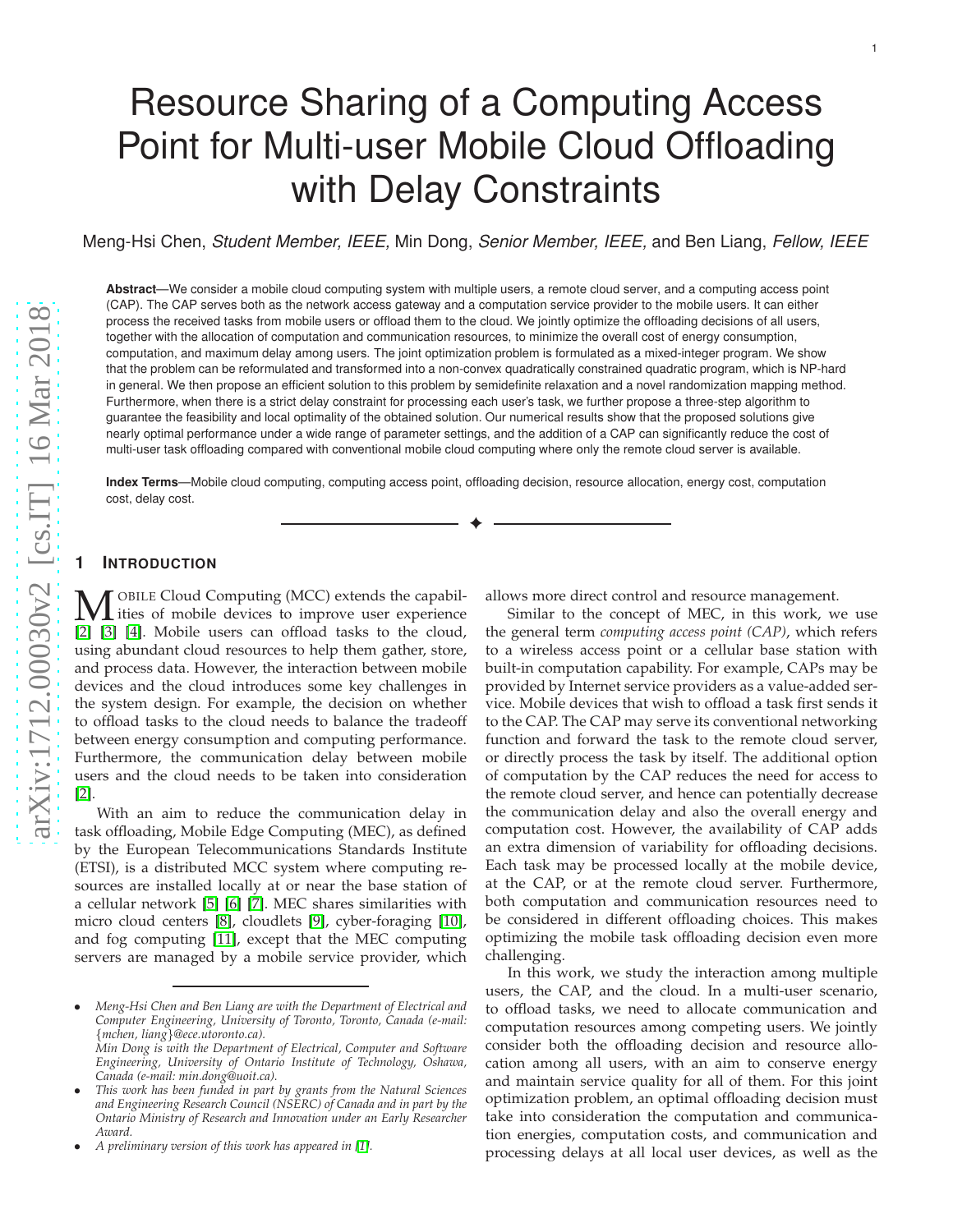# Resource Sharing of a Computing Access Point for Multi-user Mobile Cloud Offloading with Delay Constraints

Meng-Hsi Chen, *Student Member, IEEE,* Min Dong, *Senior Member, IEEE,* and Ben Liang, *Fellow, IEEE*

**Abstract**—We consider a mobile cloud computing system with multiple users, a remote cloud server, and a computing access point (CAP). The CAP serves both as the network access gateway and a computation service provider to the mobile users. It can either process the received tasks from mobile users or offload them to the cloud. We jointly optimize the offloading decisions of all users, together with the allocation of computation and communication resources, to minimize the overall cost of energy consumption, computation, and maximum delay among users. The joint optimization problem is formulated as a mixed-integer program. We show that the problem can be reformulated and transformed into a non-convex quadratically constrained quadratic program, which is NP-hard in general. We then propose an efficient solution to this problem by semidefinite relaxation and a novel randomization mapping method. Furthermore, when there is a strict delay constraint for processing each user's task, we further propose a three-step algorithm to guarantee the feasibility and local optimality of the obtained solution. Our numerical results show that the proposed solutions give nearly optimal performance under a wide range of parameter settings, and the addition of a CAP can significantly reduce the cost of multi-user task offloading compared with conventional mobile cloud computing where only the remote cloud server is available.

**Index Terms**—Mobile cloud computing, computing access point, offloading decision, resource allocation, energy cost, computation cost, delay cost.

## 1 Introduction

Mobile Cloud Computing (MCC) extends the capabilities of mobile devices to improve user experience [2] [3] [4]. Mobile users can offload tasks to the cloud, using abundant cloud resources to help them gather, store, and process data. However, the interaction between mobile devices and the cloud introduces some key challenges in the system design. For example, the decision on whether to offload tasks to the cloud needs to balance the tradeoff between energy consumption and computing performance. Furthermore, the communication delay between mobile users and the cloud needs to be taken into consideration [2].

With an aim to reduce the communication delay in task offloading, Mobile Edge Computing (MEC), as defined by the European Telecommunications Standards Institute (ETSI), is a distributed MCC system where computing resources are installed locally at or near the base station of a cellular network [5] [6] [7]. MEC shares similarities with micro cloud centers [8], cloudlets [9], cyber-foraging [10], and fog computing [11], except that the MEC computing servers are managed by a mobile service provider, which allows more direct control and resource management.

Similar to the concept of MEC, in this work, we use the general term *computing access point (CAP)*, which refers to a wireless access point or a cellular base station with built-in computation capability. For example, CAPs may be provided by Internet service providers as a value-added service. Mobile devices that wish to offload a task first sends it to the CAP. The CAP may serve its conventional networking function and forward the task to the remote cloud server, or directly process the task by itself. The additional option of computation by the CAP reduces the need for access to the remote cloud server, and hence can potentially decrease the communication delay and also the overall energy and computation cost. However, the availability of CAP adds an extra dimension of variability for offloading decisions. Each task may be processed locally at the mobile device, at the CAP, or at the remote cloud server. Furthermore, both computation and communication resources need to be considered in different offloading choices. This makes optimizing the mobile task offloading decision even more challenging.

In this work, we study the interaction among multiple users, the CAP, and the cloud. In a multi-user scenario, to offload tasks, we need to allocate communication and computation resources among competing users. We jointly consider both the offloading decision and resource allocation among all users, with an aim to conserve energy and maintain service quality for all of them. For this joint optimization problem, an optimal offloading decision must take into consideration the computation and communication energies, computation costs, and communication and processing delays at all local user devices, as well as the

---

- *Meng-Hsi Chen and Ben Liang are with the Department of Electrical and Computer Engineering, University of Toronto, Toronto, Canada (e-mail: {mchen, liang}@ece.utoronto.ca).*
  *Min Dong is with the Department of Electrical, Computer and Software Engineering, University of Ontario Institute of Technology, Oshawa, Canada (e-mail: min.dong@uoit.ca).*
- *This work has been funded in part by grants from the Natural Sciences and Engineering Research Council (NSERC) of Canada and in part by the Ontario Ministry of Research and Innovation under an Early Researcher Award.*
- *A preliminary version of this work has appeared in [1].*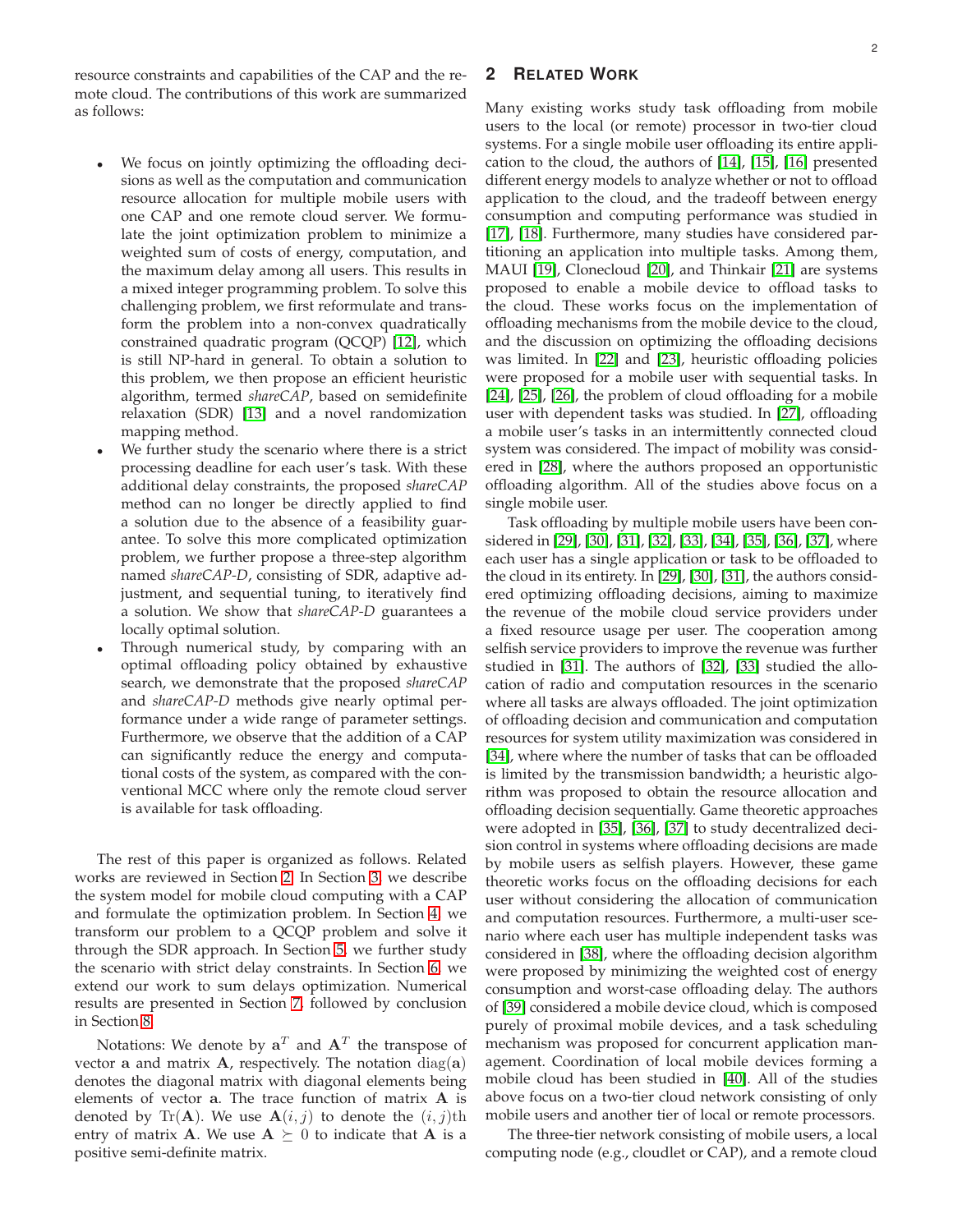resource constraints and capabilities of the CAP and the remote cloud. The contributions of this work are summarized as follows:

- We focus on jointly optimizing the offloading decisions as well as the computation and communication resource allocation for multiple mobile users with one CAP and one remote cloud server. We formulate the joint optimization problem to minimize a weighted sum of costs of energy, computation, and the maximum delay among all users. This results in a mixed integer programming problem. To solve this challenging problem, we first reformulate and transform the problem into a non-convex quadratically constrained quadratic program (QCQP) [12], which is still NP-hard in general. To obtain a solution to this problem, we then propose an efficient heuristic algorithm, termed *shareCAP*, based on semidefinite relaxation (SDR) [13] and a novel randomization mapping method.
- We further study the scenario where there is a strict processing deadline for each user's task. With these additional delay constraints, the proposed *shareCAP* method can no longer be directly applied to find a solution due to the absence of a feasibility guarantee. To solve this more complicated optimization problem, we further propose a three-step algorithm named *shareCAP-D*, consisting of SDR, adaptive adjustment, and sequential tuning, to iteratively find a solution. We show that *shareCAP-D* guarantees a locally optimal solution.
- Through numerical study, by comparing with an optimal offloading policy obtained by exhaustive search, we demonstrate that the proposed *shareCAP* and *shareCAP-D* methods give nearly optimal performance under a wide range of parameter settings. Furthermore, we observe that the addition of a CAP can significantly reduce the energy and computational costs of the system, as compared with the conventional MCC where only the remote cloud server is available for task offloading.

The rest of this paper is organized as follows. Related works are reviewed in Section 2. In Section 3, we describe the system model for mobile cloud computing with a CAP and formulate the optimization problem. In Section 4, we transform our problem to a QCQP problem and solve it through the SDR approach. In Section 5, we further study the scenario with strict delay constraints. In Section 6, we extend our work to sum delays optimization. Numerical results are presented in Section 7, followed by conclusion in Section 8.

Notations: We denote by $\mathbf{a}^T$ and $\mathbf{A}^T$ the transpose of vector $\mathbf{a}$ and matrix $\mathbf{A}$, respectively. The notation $\mathrm{diag}(\mathbf{a})$ denotes the diagonal matrix with diagonal elements being elements of vector $\mathbf{a}$. The trace function of matrix $\mathbf{A}$ is denoted by $\mathrm{Tr}(\mathbf{A})$. We use $\mathbf{A}(i,j)$ to denote the $(i,j)$th entry of matrix $\mathbf{A}$. We use $\mathbf{A} \succeq 0$ to indicate that $\mathbf{A}$ is a positive semi-definite matrix.

## 2 Related Work

Many existing works study task offloading from mobile users to the local (or remote) processor in two-tier cloud systems. For a single mobile user offloading its entire application to the cloud, the authors of [14], [15], [16] presented different energy models to analyze whether or not to offload application to the cloud, and the tradeoff between energy consumption and computing performance was studied in [17], [18]. Furthermore, many studies have considered partitioning an application into multiple tasks. Among them, MAUI [19], Clonecloud [20], and Thinkair [21] are systems proposed to enable a mobile device to offload tasks to the cloud. These works focus on the implementation of offloading mechanisms from the mobile device to the cloud, and the discussion on optimizing the offloading decisions was limited. In [22] and [23], heuristic offloading policies were proposed for a mobile user with sequential tasks. In [24], [25], [26], the problem of cloud offloading for a mobile user with dependent tasks was studied. In [27], offloading a mobile user's tasks in an intermittently connected cloud system was considered. The impact of mobility was considered in [28], where the authors proposed an opportunistic offloading algorithm. All of the studies above focus on a single mobile user.

Task offloading by multiple mobile users have been considered in [29], [30], [31], [32], [33], [34], [35], [36], [37], where each user has a single application or task to be offloaded to the cloud in its entirety. In [29], [30], [31], the authors considered optimizing offloading decisions, aiming to maximize the revenue of the mobile cloud service providers under a fixed resource usage per user. The cooperation among selfish service providers to improve the revenue was further studied in [31]. The authors of [32], [33] studied the allocation of radio and computation resources in the scenario where all tasks are always offloaded. The joint optimization of offloading decision and communication and computation resources for system utility maximization was considered in [34], where where the number of tasks that can be offloaded is limited by the transmission bandwidth; a heuristic algorithm was proposed to obtain the resource allocation and offloading decision sequentially. Game theoretic approaches were adopted in [35], [36], [37] to study decentralized decision control in systems where offloading decisions are made by mobile users as selfish players. However, these game theoretic works focus on the offloading decisions for each user without considering the allocation of communication and computation resources. Furthermore, a multi-user scenario where each user has multiple independent tasks was considered in [38], where the offloading decision algorithm were proposed by minimizing the weighted cost of energy consumption and worst-case offloading delay. The authors of [39] considered a mobile device cloud, which is composed purely of proximal mobile devices, and a task scheduling mechanism was proposed for concurrent application management. Coordination of local mobile devices forming a mobile cloud has been studied in [40]. All of the studies above focus on a two-tier cloud network consisting of only mobile users and another tier of local or remote processors.

The three-tier network consisting of mobile users, a local computing node (e.g., cloudlet or CAP), and a remote cloud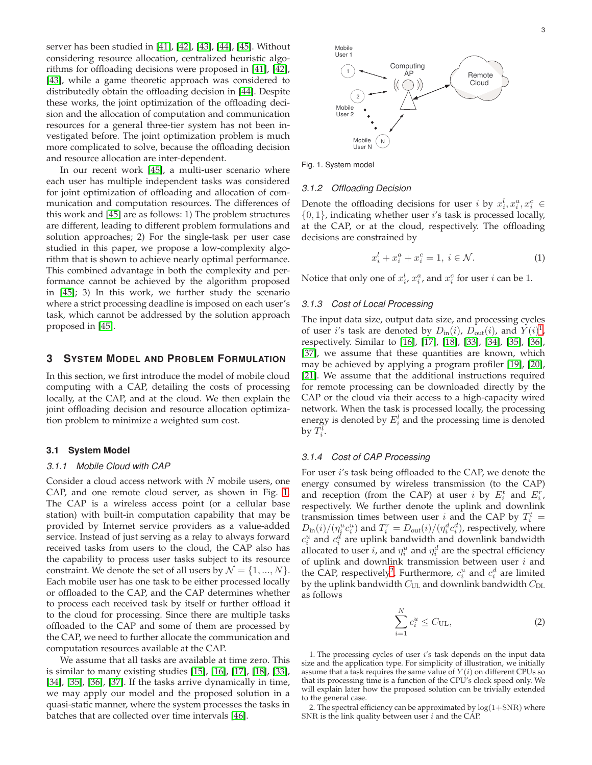server has been studied in [41], [42], [43], [44], [45]. Without considering resource allocation, centralized heuristic algorithms for offloading decisions were proposed in [41], [42], [43], while a game theoretic approach was considered to distributedly obtain the offloading decision in [44]. Despite these works, the joint optimization of the offloading decision and the allocation of computation and communication resources for a general three-tier system has not been investigated before. The joint optimization problem is much more complicated to solve, because the offloading decision and resource allocation are inter-dependent.

In our recent work [45], a multi-user scenario where each user has multiple independent tasks was considered for joint optimization of offloading and allocation of communication and computation resources. The differences of this work and [45] are as follows: 1) The problem structures are different, leading to different problem formulations and solution approaches; 2) For the single-task per user case studied in this paper, we propose a low-complexity algorithm that is shown to achieve nearly optimal performance. This combined advantage in both the complexity and performance cannot be achieved by the algorithm proposed in [45]; 3) In this work, we further study the scenario where a strict processing deadline is imposed on each user's task, which cannot be addressed by the solution approach proposed in [45].

## 3 System Model and Problem Formulation

In this section, we first introduce the model of mobile cloud computing with a CAP, detailing the costs of processing locally, at the CAP, and at the cloud. We then explain the joint offloading decision and resource allocation optimization problem to minimize a weighted sum cost.

### 3.1 System Model

#### 3.1.1 Mobile Cloud with CAP

Consider a cloud access network with $N$ mobile users, one CAP, and one remote cloud server, as shown in Fig. 1. The CAP is a wireless access point (or a cellular base station) with built-in computation capability that may be provided by Internet service providers as a value-added service. Instead of just serving as a relay to always forward received tasks from users to the cloud, the CAP also has the capability to process user tasks subject to its resource constraint. We denote the set of all users by $\mathcal{N} = \{1, ..., N\}$. Each mobile user has one task to be either processed locally or offloaded to the CAP, and the CAP determines whether to process each received task by itself or further offload it to the cloud for processing. Since there are multiple tasks offloaded to the CAP and some of them are processed by the CAP, we need to further allocate the communication and computation resources available at the CAP.

We assume that all tasks are available at time zero. This is similar to many existing studies [15], [16], [17], [18], [33], [34], [35], [36], [37]. If the tasks arrive dynamically in time, we may apply our model and the proposed solution in a quasi-static manner, where the system processes the tasks in batches that are collected over time intervals [46].

Mobile User 1 · Computing AP · Remote Cloud · Mobile User 2 · Mobile User N

Fig. 1. System model

#### 3.1.2 Offloading Decision

Denote the offloading decisions for user $i$ by $x_i^l, x_i^a, x_i^c \in \{0,1\}$, indicating whether user $i$'s task is processed locally, at the CAP, or at the cloud, respectively. The offloading decisions are constrained by

$$x_i^l + x_i^a + x_i^c = 1,\ i \in \mathcal{N}. \tag{1}$$

Notice that only one of $x_i^l$, $x_i^a$, and $x_i^c$ for user $i$ can be 1.

#### 3.1.3 Cost of Local Processing

The input data size, output data size, and processing cycles of user $i$'s task are denoted by $D_{\text{in}}(i)$, $D_{\text{out}}(i)$, and $Y(i)$[1], respectively. Similar to [16], [17], [18], [33], [34], [35], [36], [37], we assume that these quantities are known, which may be achieved by applying a program profiler [19], [20], [21]. We assume that the additional instructions required for remote processing can be downloaded directly by the CAP or the cloud via their access to a high-capacity wired network. When the task is processed locally, the processing energy is denoted by $E_i^l$ and the processing time is denoted by $T_i^l$.

#### 3.1.4 Cost of CAP Processing

For user $i$'s task being offloaded to the CAP, we denote the energy consumed by wireless transmission (to the CAP) and reception (from the CAP) at user $i$ by $E_i^t$ and $E_i^r$, respectively. We further denote the uplink and downlink transmission times between user $i$ and the CAP by $T_i^t = D_{\text{in}}(i)/(\eta_i^u c_i^u)$ and $T_i^r = D_{\text{out}}(i)/(\eta_i^d c_i^d)$, respectively, where $c_i^u$ and $c_i^d$ are uplink bandwidth and downlink bandwidth allocated to user $i$, and $\eta_i^u$ and $\eta_i^d$ are the spectral efficiency of uplink and downlink transmission between user $i$ and the CAP, respectively[2]. Furthermore, $c_i^u$ and $c_i^d$ are limited by the uplink bandwidth $C_{\text{UL}}$ and downlink bandwidth $C_{\text{DL}}$ as follows

$$\sum_{i=1}^{N} c_i^u \le C_{\text{UL}}, \tag{2}$$

1. The processing cycles of user $i$'s task depends on the input data size and the application type. For simplicity of illustration, we initially assume that a task requires the same value of $Y(i)$ on different CPUs so that its processing time is a function of the CPU's clock speed only. We will explain later how the proposed solution can be trivially extended to the general case.

2. The spectral efficiency can be approximated by $\log(1+\text{SNR})$ where SNR is the link quality between user $i$ and the CAP.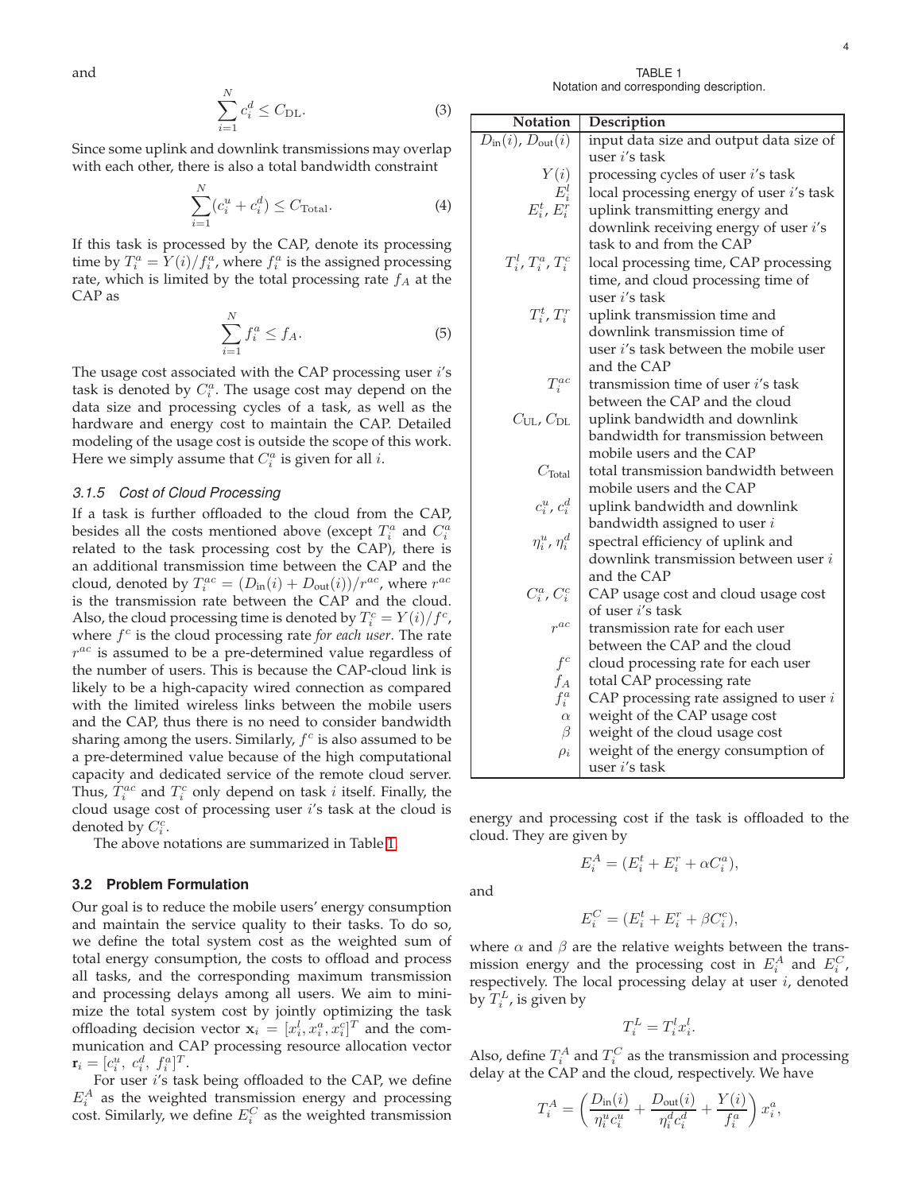and

$$\sum_{i=1}^{N} c_i^d \leq C_{\text{DL}}. \tag{3}$$

Since some uplink and downlink transmissions may overlap with each other, there is also a total bandwidth constraint

$$\sum_{i=1}^{N} (c_i^u + c_i^d) \leq C_{\text{Total}}. \tag{4}$$

If this task is processed by the CAP, denote its processing time by $T_i^a = Y(i)/f_i^a$, where $f_i^a$ is the assigned processing rate, which is limited by the total processing rate $f_A$ at the CAP as

$$\sum_{i=1}^{N} f_i^a \leq f_A. \tag{5}$$

The usage cost associated with the CAP processing user $i$'s task is denoted by $C_i^a$. The usage cost may depend on the data size and processing cycles of a task, as well as the hardware and energy cost to maintain the CAP. Detailed modeling of the usage cost is outside the scope of this work. Here we simply assume that $C_i^a$ is given for all $i$.

#### 3.1.5 Cost of Cloud Processing

If a task is further offloaded to the cloud from the CAP, besides all the costs mentioned above (except $T_i^a$ and $C_i^a$ related to the task processing cost by the CAP), there is an additional transmission time between the CAP and the cloud, denoted by $T_i^{ac} = (D_{\text{in}}(i) + D_{\text{out}}(i))/r^{ac}$, where $r^{ac}$ is the transmission rate between the CAP and the cloud. Also, the cloud processing time is denoted by $T_i^c = Y(i)/f^c$, where $f^c$ is the cloud processing rate *for each user*. The rate $r^{ac}$ is assumed to be a pre-determined value regardless of the number of users. This is because the CAP-cloud link is likely to be a high-capacity wired connection as compared with the limited wireless links between the mobile users and the CAP, thus there is no need to consider bandwidth sharing among the users. Similarly, $f^c$ is also assumed to be a pre-determined value because of the high computational capacity and dedicated service of the remote cloud server. Thus, $T_i^{ac}$ and $T_i^c$ only depend on task $i$ itself. Finally, the cloud usage cost of processing user $i$'s task at the cloud is denoted by $C_i^c$.

The above notations are summarized in Table 1.

TABLE 1
Notation and corresponding description.

| Notation | Description |
|---|---|
| $D_{\text{in}}(i)$, $D_{\text{out}}(i)$ | input data size and output data size of user $i$'s task |
| $Y(i)$ | processing cycles of user $i$'s task |
| $E_i^l$ | local processing energy of user $i$'s task |
| $E_i^t$, $E_i^r$ | uplink transmitting energy and downlink receiving energy of user $i$'s task to and from the CAP |
| $T_i^l$, $T_i^a$, $T_i^c$ | local processing time, CAP processing time, and cloud processing time of user $i$'s task |
| $T_i^t$, $T_i^r$ | uplink transmission time and downlink transmission time of user $i$'s task between the mobile user and the CAP |
| $T_i^{ac}$ | transmission time of user $i$'s task between the CAP and the cloud |
| $C_{\text{UL}}$, $C_{\text{DL}}$ | uplink bandwidth and downlink bandwidth for transmission between mobile users and the CAP |
| $C_{\text{Total}}$ | total transmission bandwidth between mobile users and the CAP |
| $c_i^u$, $c_i^d$ | uplink bandwidth and downlink bandwidth assigned to user $i$ |
| $\eta_i^u$, $\eta_i^d$ | spectral efficiency of uplink and downlink transmission between user $i$ and the CAP |
| $C_i^a$, $C_i^c$ | CAP usage cost and cloud usage cost of user $i$'s task |
| $r^{ac}$ | transmission rate for each user between the CAP and the cloud |
| $f^c$ | cloud processing rate for each user |
| $f_A$ | total CAP processing rate |
| $f_i^a$ | CAP processing rate assigned to user $i$ |
| $\alpha$ | weight of the CAP usage cost |
| $\beta$ | weight of the cloud usage cost |
| $\rho_i$ | weight of the energy consumption of user $i$'s task |

### 3.2 Problem Formulation

Our goal is to reduce the mobile users' energy consumption and maintain the service quality to their tasks. To do so, we define the total system cost as the weighted sum of total energy consumption, the costs to offload and process all tasks, and the corresponding maximum transmission and processing delays among all users. We aim to minimize the total system cost by jointly optimizing the task offloading decision vector $\mathbf{x}_i = [x_i^l, x_i^a, x_i^c]^T$ and the communication and CAP processing resource allocation vector $\mathbf{r}_i = [c_i^u,\ c_i^d,\ f_i^a]^T$.

For user $i$'s task being offloaded to the CAP, we define $E_i^A$ as the weighted transmission energy and processing cost. Similarly, we define $E_i^C$ as the weighted transmission energy and processing cost if the task is offloaded to the cloud. They are given by

$$E_i^A = (E_i^t + E_i^r + \alpha C_i^a),$$

and

$$E_i^C = (E_i^t + E_i^r + \beta C_i^c),$$

where $\alpha$ and $\beta$ are the relative weights between the transmission energy and the processing cost in $E_i^A$ and $E_i^C$, respectively. The local processing delay at user $i$, denoted by $T_i^L$, is given by

$$T_i^L = T_i^l x_i^l.$$

Also, define $T_i^A$ and $T_i^C$ as the transmission and processing delay at the CAP and the cloud, respectively. We have

$$T_i^A = \left( \frac{D_{\text{in}}(i)}{\eta_i^u c_i^u} + \frac{D_{\text{out}}(i)}{\eta_i^d c_i^d} + \frac{Y(i)}{f_i^a} \right) x_i^a,$$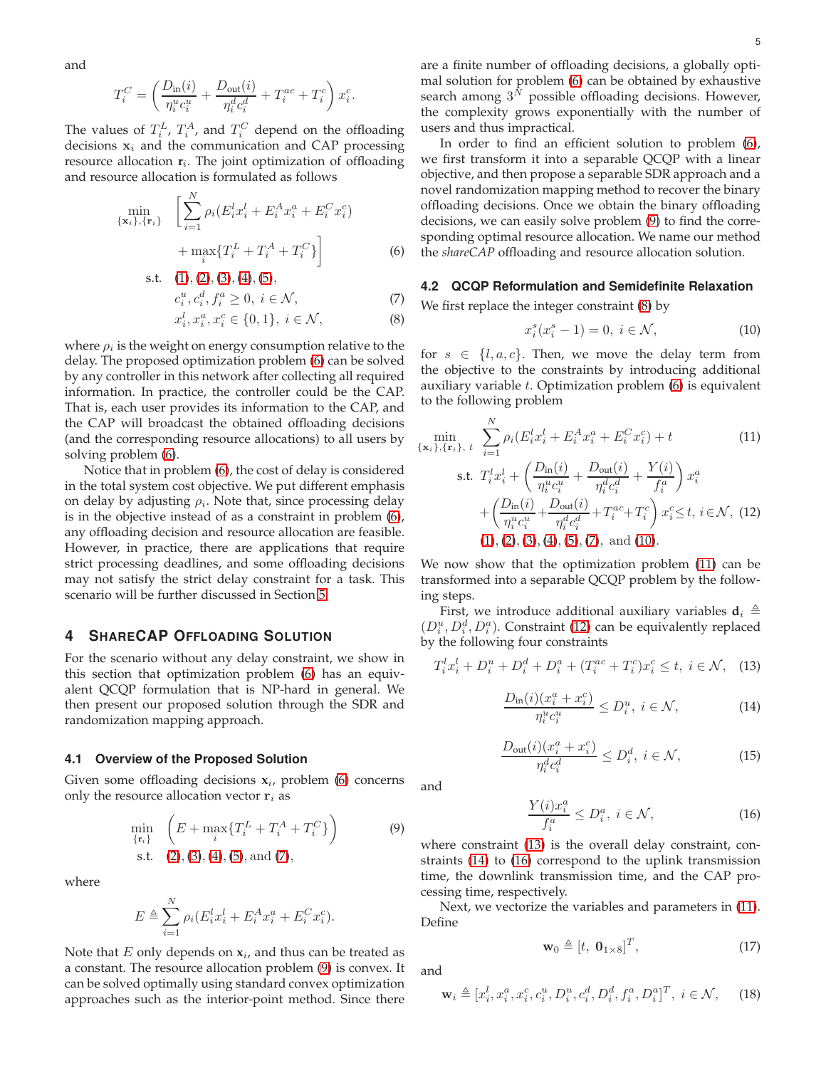and

$$T_i^C = \left(\frac{D_{\text{in}}(i)}{\eta_i^u c_i^u} + \frac{D_{\text{out}}(i)}{\eta_i^d c_i^d} + T_i^{ac} + T_i^c\right) x_i^c.$$

The values of $T_i^L$, $T_i^A$, and $T_i^C$ depend on the offloading decisions $\mathbf{x}_i$ and the communication and CAP processing resource allocation $\mathbf{r}_i$. The joint optimization of offloading and resource allocation is formulated as follows

$$\begin{aligned}
\min_{\{\mathbf{x}_i\},\{\mathbf{r}_i\}} \quad & \left[\sum_{i=1}^N \rho_i(E_i^l x_i^l + E_i^A x_i^a + E_i^C x_i^c) \right. \\
& \left. + \max_i\{T_i^L + T_i^A + T_i^C\}\right] \qquad (6)\\
\text{s.t.} \quad & (1), (2), (3), (4), (5), \\
& c_i^u, c_i^d, f_i^a \geq 0,\ i \in \mathcal{N}, \qquad (7)\\
& x_i^l, x_i^a, x_i^c \in \{0,1\},\ i \in \mathcal{N}, \qquad (8)
\end{aligned}$$

where $\rho_i$ is the weight on energy consumption relative to the delay. The proposed optimization problem (6) can be solved by any controller in this network after collecting all required information. In practice, the controller could be the CAP. That is, each user provides its information to the CAP, and the CAP will broadcast the obtained offloading decisions (and the corresponding resource allocations) to all users by solving problem (6).

Notice that in problem (6), the cost of delay is considered in the total system cost objective. We put different emphasis on delay by adjusting $\rho_i$. Note that, since processing delay is in the objective instead of as a constraint in problem (6), any offloading decision and resource allocation are feasible. However, in practice, there are applications that require strict processing deadlines, and some offloading decisions may not satisfy the strict delay constraint for a task. This scenario will be further discussed in Section 5.

## 4 SHARECAP OFFLOADING SOLUTION

For the scenario without any delay constraint, we show in this section that optimization problem (6) has an equivalent QCQP formulation that is NP-hard in general. We then present our proposed solution through the SDR and randomization mapping approach.

### 4.1 Overview of the Proposed Solution

Given some offloading decisions $\mathbf{x}_i$, problem (6) concerns only the resource allocation vector $\mathbf{r}_i$ as

$$\begin{aligned}
\min_{\{\mathbf{r}_i\}} \quad & \left(E + \max_i\{T_i^L + T_i^A + T_i^C\}\right) \qquad (9)\\
\text{s.t.} \quad & (2), (3), (4), (5), \text{and } (7),
\end{aligned}$$

where

$$E \triangleq \sum_{i=1}^N \rho_i(E_i^l x_i^l + E_i^A x_i^a + E_i^C x_i^c).$$

Note that $E$ only depends on $\mathbf{x}_i$, and thus can be treated as a constant. The resource allocation problem (9) is convex. It can be solved optimally using standard convex optimization approaches such as the interior-point method. Since there are a finite number of offloading decisions, a globally optimal solution for problem (6) can be obtained by exhaustive search among $3^N$ possible offloading decisions. However, the complexity grows exponentially with the number of users and thus impractical.

In order to find an efficient solution to problem (6), we first transform it into a separable QCQP with a linear objective, and then propose a separable SDR approach and a novel randomization mapping method to recover the binary offloading decisions. Once we obtain the binary offloading decisions, we can easily solve problem (9) to find the corresponding optimal resource allocation. We name our method the *shareCAP* offloading and resource allocation solution.

### 4.2 QCQP Reformulation and Semidefinite Relaxation

We first replace the integer constraint (8) by

$$x_i^s(x_i^s - 1) = 0,\ i \in \mathcal{N}, \qquad (10)$$

for $s \in \{l, a, c\}$. Then, we move the delay term from the objective to the constraints by introducing additional auxiliary variable $t$. Optimization problem (6) is equivalent to the following problem

$$\begin{aligned}
\min_{\{\mathbf{x}_i\},\{\mathbf{r}_i\},\ t} \quad & \sum_{i=1}^N \rho_i(E_i^l x_i^l + E_i^A x_i^a + E_i^C x_i^c) + t \qquad (11)\\
\text{s.t.} \quad & T_i^l x_i^l + \left(\frac{D_{\text{in}}(i)}{\eta_i^u c_i^u} + \frac{D_{\text{out}}(i)}{\eta_i^d c_i^d} + \frac{Y(i)}{f_i^a}\right) x_i^a \\
& + \left(\frac{D_{\text{in}}(i)}{\eta_i^u c_i^u} + \frac{D_{\text{out}}(i)}{\eta_i^d c_i^d} + T_i^{ac} + T_i^c\right) x_i^c \leq t,\ i \in \mathcal{N}, \qquad (12)\\
& (1), (2), (3), (4), (5), (7), \text{ and } (10).
\end{aligned}$$

We now show that the optimization problem (11) can be transformed into a separable QCQP problem by the following steps.

First, we introduce additional auxiliary variables $\mathbf{d}_i \triangleq (D_i^u, D_i^d, D_i^a)$. Constraint (12) can be equivalently replaced by the following four constraints

$$T_i^l x_i^l + D_i^u + D_i^d + D_i^a + (T_i^{ac} + T_i^c) x_i^c \leq t,\ i \in \mathcal{N}, \qquad (13)$$

$$\frac{D_{\text{in}}(i)(x_i^a + x_i^c)}{\eta_i^u c_i^u} \leq D_i^u,\ i \in \mathcal{N}, \qquad (14)$$

$$\frac{D_{\text{out}}(i)(x_i^a + x_i^c)}{\eta_i^d c_i^d} \leq D_i^d,\ i \in \mathcal{N}, \qquad (15)$$

and

$$\frac{Y(i) x_i^a}{f_i^a} \leq D_i^a,\ i \in \mathcal{N}, \qquad (16)$$

where constraint (13) is the overall delay constraint, constraints (14) to (16) correspond to the uplink transmission time, the downlink transmission time, and the CAP processing time, respectively.

Next, we vectorize the variables and parameters in (11). Define

$$\mathbf{w}_0 \triangleq [t,\ \mathbf{0}_{1\times 8}]^T, \qquad (17)$$

and

$$\mathbf{w}_i \triangleq [x_i^l, x_i^a, x_i^c, c_i^u, D_i^u, c_i^d, D_i^d, f_i^a, D_i^a]^T,\ i \in \mathcal{N}, \qquad (18)$$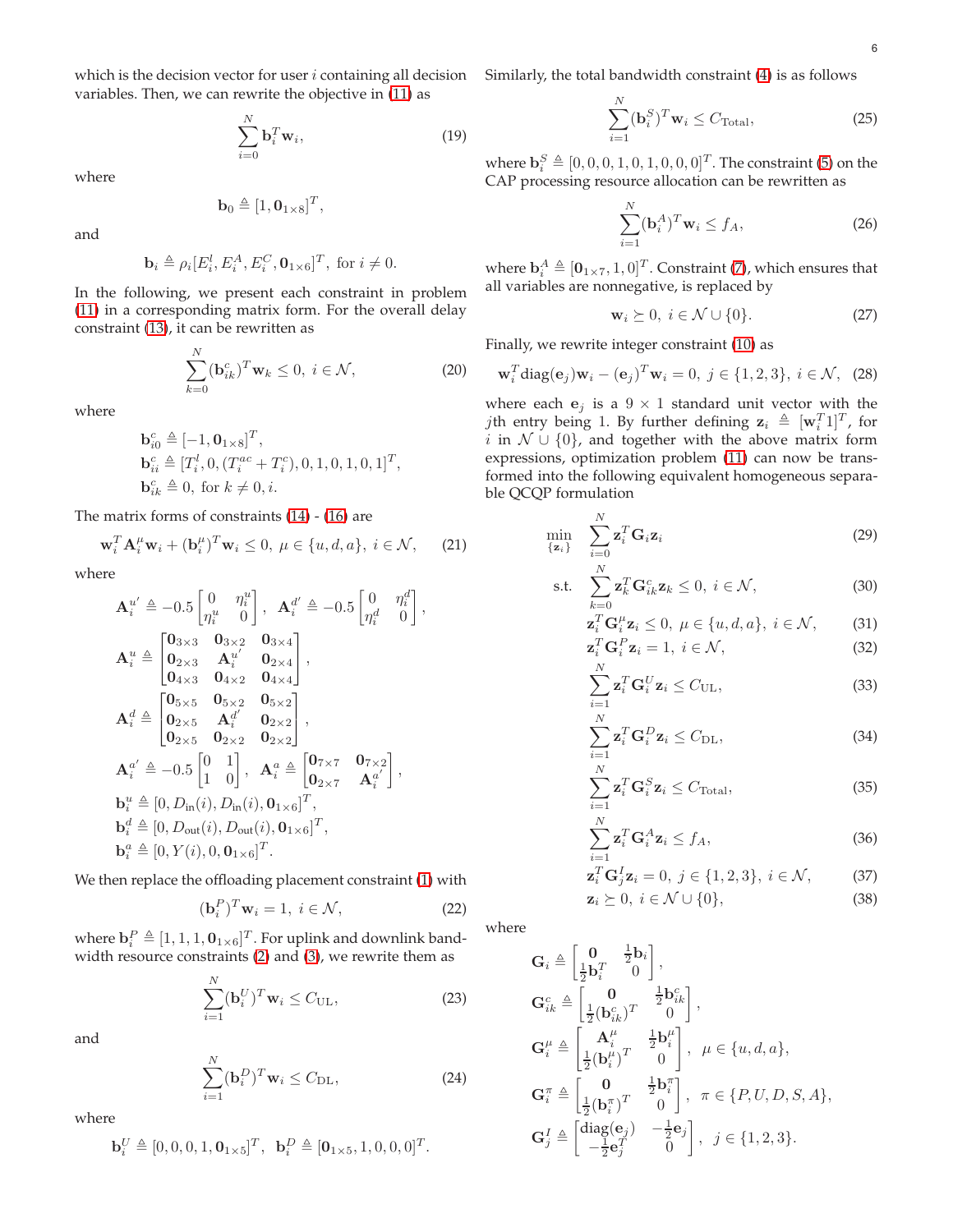which is the decision vector for user $i$ containing all decision variables. Then, we can rewrite the objective in (11) as

$$\sum_{i=0}^{N} \mathbf{b}_i^T \mathbf{w}_i, \tag{19}$$

where

$$\mathbf{b}_0 \triangleq [1, \mathbf{0}_{1\times 8}]^T,$$

and

$$\mathbf{b}_i \triangleq \rho_i [E_i^l, E_i^A, E_i^C, \mathbf{0}_{1\times 6}]^T, \text{ for } i \neq 0.$$

In the following, we present each constraint in problem (11) in a corresponding matrix form. For the overall delay constraint (13), it can be rewritten as

$$\sum_{k=0}^{N} (\mathbf{b}_{ik}^c)^T \mathbf{w}_k \leq 0, \; i \in \mathcal{N}, \tag{20}$$

where

$$\mathbf{b}_{i0}^c \triangleq [-1, \mathbf{0}_{1\times 8}]^T,$$
$$\mathbf{b}_{ii}^c \triangleq [T_i^l, 0, (T_i^{ac} + T_i^c), 0, 1, 0, 1, 0, 1]^T,$$
$$\mathbf{b}_{ik}^c \triangleq 0, \text{ for } k \neq 0, i.$$

The matrix forms of constraints (14) - (16) are

$$\mathbf{w}_i^T \mathbf{A}_i^\mu \mathbf{w}_i + (\mathbf{b}_i^\mu)^T \mathbf{w}_i \leq 0, \; \mu \in \{u, d, a\}, \; i \in \mathcal{N}, \tag{21}$$

where

$$\mathbf{A}_i^{u'} \triangleq -0.5 \begin{bmatrix} 0 & \eta_i^u \\ \eta_i^u & 0 \end{bmatrix}, \; \mathbf{A}_i^{d'} \triangleq -0.5 \begin{bmatrix} 0 & \eta_i^d \\ \eta_i^d & 0 \end{bmatrix},$$

$$\mathbf{A}_i^u \triangleq \begin{bmatrix} \mathbf{0}_{3\times 3} & \mathbf{0}_{3\times 2} & \mathbf{0}_{3\times 4} \\ \mathbf{0}_{2\times 3} & \mathbf{A}_i^{u'} & \mathbf{0}_{2\times 4} \\ \mathbf{0}_{4\times 3} & \mathbf{0}_{4\times 2} & \mathbf{0}_{4\times 4} \end{bmatrix},$$

$$\mathbf{A}_i^d \triangleq \begin{bmatrix} \mathbf{0}_{5\times 5} & \mathbf{0}_{5\times 2} & \mathbf{0}_{5\times 2} \\ \mathbf{0}_{2\times 5} & \mathbf{A}_i^{d'} & \mathbf{0}_{2\times 2} \\ \mathbf{0}_{2\times 5} & \mathbf{0}_{2\times 2} & \mathbf{0}_{2\times 2} \end{bmatrix},$$

$$\mathbf{A}_i^{a'} \triangleq -0.5 \begin{bmatrix} 0 & 1 \\ 1 & 0 \end{bmatrix}, \; \mathbf{A}_i^a \triangleq \begin{bmatrix} \mathbf{0}_{7\times 7} & \mathbf{0}_{7\times 2} \\ \mathbf{0}_{2\times 7} & \mathbf{A}_i^{a'} \end{bmatrix},$$

$$\mathbf{b}_i^u \triangleq [0, D_{\text{in}}(i), D_{\text{in}}(i), \mathbf{0}_{1\times 6}]^T,$$
$$\mathbf{b}_i^d \triangleq [0, D_{\text{out}}(i), D_{\text{out}}(i), \mathbf{0}_{1\times 6}]^T,$$
$$\mathbf{b}_i^a \triangleq [0, Y(i), 0, \mathbf{0}_{1\times 6}]^T.$$

We then replace the offloading placement constraint (1) with

$$(\mathbf{b}_i^P)^T \mathbf{w}_i = 1, \; i \in \mathcal{N}, \tag{22}$$

where $\mathbf{b}_i^P \triangleq [1, 1, 1, \mathbf{0}_{1\times 6}]^T$. For uplink and downlink bandwidth resource constraints (2) and (3), we rewrite them as

$$\sum_{i=1}^{N} (\mathbf{b}_i^U)^T \mathbf{w}_i \leq C_{\text{UL}}, \tag{23}$$

and

$$\sum_{i=1}^{N} (\mathbf{b}_i^D)^T \mathbf{w}_i \leq C_{\text{DL}}, \tag{24}$$

where

$$\mathbf{b}_i^U \triangleq [0, 0, 0, 1, \mathbf{0}_{1\times 5}]^T, \; \mathbf{b}_i^D \triangleq [\mathbf{0}_{1\times 5}, 1, 0, 0, 0]^T.$$

Similarly, the total bandwidth constraint (4) is as follows

$$\sum_{i=1}^{N} (\mathbf{b}_i^S)^T \mathbf{w}_i \leq C_{\text{Total}}, \tag{25}$$

where $\mathbf{b}_i^S \triangleq [0, 0, 0, 1, 0, 1, 0, 0, 0]^T$. The constraint (5) on the CAP processing resource allocation can be rewritten as

$$\sum_{i=1}^{N} (\mathbf{b}_i^A)^T \mathbf{w}_i \leq f_A, \tag{26}$$

where $\mathbf{b}_i^A \triangleq [\mathbf{0}_{1\times 7}, 1, 0]^T$. Constraint (7), which ensures that all variables are nonnegative, is replaced by

$$\mathbf{w}_i \succeq 0, \; i \in \mathcal{N} \cup \{0\}. \tag{27}$$

Finally, we rewrite integer constraint (10) as

$$\mathbf{w}_i^T \text{diag}(\mathbf{e}_j) \mathbf{w}_i - (\mathbf{e}_j)^T \mathbf{w}_i = 0, \; j \in \{1, 2, 3\}, \; i \in \mathcal{N}, \tag{28}$$

where each $\mathbf{e}_j$ is a $9 \times 1$ standard unit vector with the $j$th entry being 1. By further defining $\mathbf{z}_i \triangleq [\mathbf{w}_i^T 1]^T$, for $i$ in $\mathcal{N} \cup \{0\}$, and together with the above matrix form expressions, optimization problem (11) can now be transformed into the following equivalent homogeneous separable QCQP formulation

$$\min_{\{\mathbf{z}_i\}} \quad \sum_{i=0}^{N} \mathbf{z}_i^T \mathbf{G}_i \mathbf{z}_i \tag{29}$$

$$\text{s.t.} \quad \sum_{k=0}^{N} \mathbf{z}_k^T \mathbf{G}_{ik}^c \mathbf{z}_k \leq 0, \; i \in \mathcal{N}, \tag{30}$$

$$\mathbf{z}_i^T \mathbf{G}_i^\mu \mathbf{z}_i \leq 0, \; \mu \in \{u, d, a\}, \; i \in \mathcal{N}, \tag{31}$$

$$\mathbf{z}_i^T \mathbf{G}_i^P \mathbf{z}_i = 1, \; i \in \mathcal{N}, \tag{32}$$

$$\sum_{i=1}^{N} \mathbf{z}_i^T \mathbf{G}_i^U \mathbf{z}_i \leq C_{\text{UL}}, \tag{33}$$

$$\sum_{i=1}^{N} \mathbf{z}_i^T \mathbf{G}_i^D \mathbf{z}_i \leq C_{\text{DL}}, \tag{34}$$

$$\sum_{i=1}^{N} \mathbf{z}_i^T \mathbf{G}_i^S \mathbf{z}_i \leq C_{\text{Total}}, \tag{35}$$

$$\sum_{i=1}^{N} \mathbf{z}_i^T \mathbf{G}_i^A \mathbf{z}_i \leq f_A, \tag{36}$$

$$\mathbf{z}_i^T \mathbf{G}_j^I \mathbf{z}_i = 0, \; j \in \{1, 2, 3\}, \; i \in \mathcal{N}, \tag{37}$$

$$\mathbf{z}_i \succeq 0, \; i \in \mathcal{N} \cup \{0\}, \tag{38}$$

where

$$\mathbf{G}_i \triangleq \begin{bmatrix} \mathbf{0} & \frac{1}{2}\mathbf{b}_i \\ \frac{1}{2}\mathbf{b}_i^T & 0 \end{bmatrix},$$

$$\mathbf{G}_{ik}^c \triangleq \begin{bmatrix} \mathbf{0} & \frac{1}{2}\mathbf{b}_{ik}^c \\ \frac{1}{2}(\mathbf{b}_{ik}^c)^T & 0 \end{bmatrix},$$

$$\mathbf{G}_i^\mu \triangleq \begin{bmatrix} \mathbf{A}_i^\mu & \frac{1}{2}\mathbf{b}_i^\mu \\ \frac{1}{2}(\mathbf{b}_i^\mu)^T & 0 \end{bmatrix}, \; \mu \in \{u, d, a\},$$

$$\mathbf{G}_i^\pi \triangleq \begin{bmatrix} \mathbf{0} & \frac{1}{2}\mathbf{b}_i^\pi \\ \frac{1}{2}(\mathbf{b}_i^\pi)^T & 0 \end{bmatrix}, \; \pi \in \{P, U, D, S, A\},$$

$$\mathbf{G}_j^I \triangleq \begin{bmatrix} \text{diag}(\mathbf{e}_j) & -\frac{1}{2}\mathbf{e}_j \\ -\frac{1}{2}\mathbf{e}_j^T & 0 \end{bmatrix}, \; j \in \{1, 2, 3\}.$$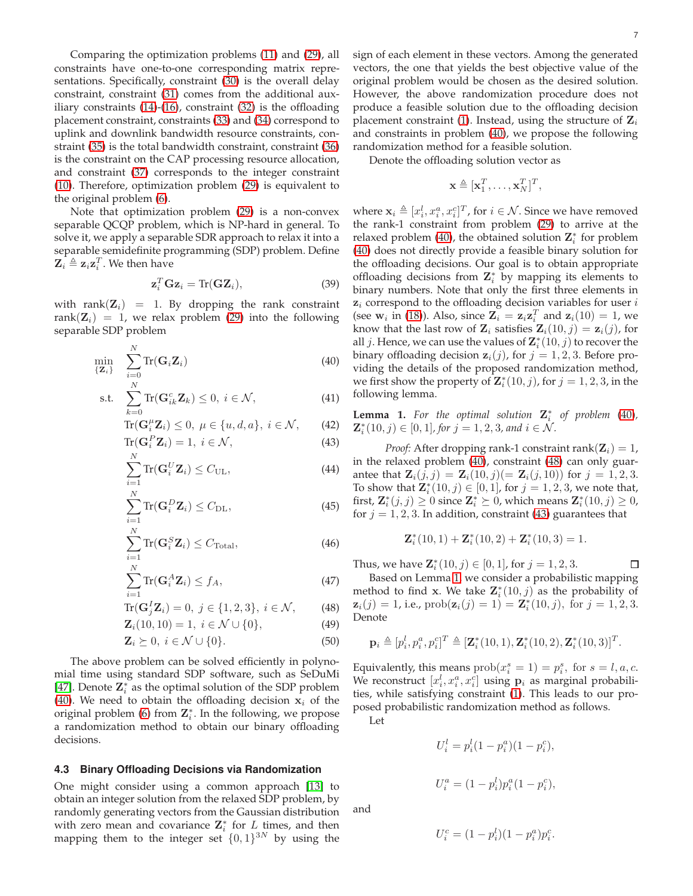Comparing the optimization problems (11) and (29), all constraints have one-to-one corresponding matrix representations. Specifically, constraint (30) is the overall delay constraint, constraint (31) comes from the additional auxiliary constraints (14)-(16), constraint (32) is the offloading placement constraint, constraints (33) and (34) correspond to uplink and downlink bandwidth resource constraints, constraint (35) is the total bandwidth constraint, constraint (36) is the constraint on the CAP processing resource allocation, and constraint (37) corresponds to the integer constraint (10). Therefore, optimization problem (29) is equivalent to the original problem (6).

Note that optimization problem (29) is a non-convex separable QCQP problem, which is NP-hard in general. To solve it, we apply a separable SDR approach to relax it into a separable semidefinite programming (SDP) problem. Define $\mathbf{Z}_i \triangleq \mathbf{z}_i\mathbf{z}_i^T$. We then have

$$\mathbf{z}_i^T\mathbf{G}\mathbf{z}_i = \mathrm{Tr}(\mathbf{G}\mathbf{Z}_i), \tag{39}$$

with $\mathrm{rank}(\mathbf{Z}_i) = 1$. By dropping the rank constraint $\mathrm{rank}(\mathbf{Z}_i) = 1$, we relax problem (29) into the following separable SDP problem

$$\min_{\{\mathbf{Z}_i\}} \quad \sum_{i=0}^{N} \mathrm{Tr}(\mathbf{G}_i\mathbf{Z}_i) \tag{40}$$

$$\text{s.t.} \quad \sum_{k=0}^{N} \mathrm{Tr}(\mathbf{G}_{ik}^c\mathbf{Z}_k) \leq 0,\ i \in \mathcal{N}, \tag{41}$$

$$\mathrm{Tr}(\mathbf{G}_i^\mu\mathbf{Z}_i) \leq 0,\ \mu \in \{u,d,a\},\ i \in \mathcal{N}, \tag{42}$$

$$\mathrm{Tr}(\mathbf{G}_i^P\mathbf{Z}_i) = 1,\ i \in \mathcal{N}, \tag{43}$$

$$\sum_{i=1}^{N} \mathrm{Tr}(\mathbf{G}_i^U\mathbf{Z}_i) \leq C_{\mathrm{UL}}, \tag{44}$$

$$\sum_{i=1}^{N} \mathrm{Tr}(\mathbf{G}_i^D\mathbf{Z}_i) \leq C_{\mathrm{DL}}, \tag{45}$$

$$\sum_{i=1}^{N} \mathrm{Tr}(\mathbf{G}_i^S\mathbf{Z}_i) \leq C_{\mathrm{Total}}, \tag{46}$$

$$\sum_{i=1}^{N} \mathrm{Tr}(\mathbf{G}_i^A\mathbf{Z}_i) \leq f_A, \tag{47}$$

$$\mathrm{Tr}(\mathbf{G}_j^I\mathbf{Z}_i) = 0,\ j \in \{1,2,3\},\ i \in \mathcal{N}, \tag{48}$$

$$\mathbf{Z}_i(10,10) = 1,\ i \in \mathcal{N}\cup\{0\}, \tag{49}$$

$$\mathbf{Z}_i \succeq 0,\ i \in \mathcal{N}\cup\{0\}. \tag{50}$$

The above problem can be solved efficiently in polynomial time using standard SDP software, such as SeDuMi [47]. Denote $\mathbf{Z}_i^*$ as the optimal solution of the SDP problem (40). We need to obtain the offloading decision $\mathbf{x}_i$ of the original problem (6) from $\mathbf{Z}_i^*$. In the following, we propose a randomization method to obtain our binary offloading decisions.

### 4.3 Binary Offloading Decisions via Randomization

One might consider using a common approach [13] to obtain an integer solution from the relaxed SDP problem, by randomly generating vectors from the Gaussian distribution with zero mean and covariance $\mathbf{Z}_i^*$ for $L$ times, and then mapping them to the integer set $\{0,1\}^{3N}$ by using the sign of each element in these vectors. Among the generated vectors, the one that yields the best objective value of the original problem would be chosen as the desired solution. However, the above randomization procedure does not produce a feasible solution due to the offloading decision placement constraint (1). Instead, using the structure of $\mathbf{Z}_i$ and constraints in problem (40), we propose the following randomization method for a feasible solution.

Denote the offloading solution vector as

$$\mathbf{x} \triangleq [\mathbf{x}_1^T, \ldots, \mathbf{x}_N^T]^T,$$

where $\mathbf{x}_i \triangleq [x_i^l, x_i^a, x_i^c]^T$, for $i \in \mathcal{N}$. Since we have removed the rank-1 constraint from problem (29) to arrive at the relaxed problem (40), the obtained solution $\mathbf{Z}_i^*$ for problem (40) does not directly provide a feasible binary solution for the offloading decisions. Our goal is to obtain appropriate offloading decisions from $\mathbf{Z}_i^*$ by mapping its elements to binary numbers. Note that only the first three elements in $\mathbf{z}_i$ correspond to the offloading decision variables for user $i$ (see $\mathbf{w}_i$ in (18)). Also, since $\mathbf{Z}_i = \mathbf{z}_i\mathbf{z}_i^T$ and $\mathbf{z}_i(10) = 1$, we know that the last row of $\mathbf{Z}_i$ satisfies $\mathbf{Z}_i(10,j) = \mathbf{z}_i(j)$, for all $j$. Hence, we can use the values of $\mathbf{Z}_i^*(10,j)$ to recover the binary offloading decision $\mathbf{z}_i(j)$, for $j = 1,2,3$. Before providing the details of the proposed randomization method, we first show the property of $\mathbf{Z}_i^*(10,j)$, for $j = 1,2,3$, in the following lemma.

**Lemma 1.** *For the optimal solution $\mathbf{Z}_i^*$ of problem (40), $\mathbf{Z}_i^*(10,j) \in [0,1]$, for $j = 1,2,3$, and $i \in \mathcal{N}$.*

*Proof:* After dropping rank-1 constraint $\mathrm{rank}(\mathbf{Z}_i) = 1$, in the relaxed problem (40), constraint (48) can only guarantee that $\mathbf{Z}_i(j,j) = \mathbf{Z}_i(10,j) (= \mathbf{Z}_i(j,10))$ for $j = 1,2,3$. To show that $\mathbf{Z}_i^*(10,j) \in [0,1]$, for $j = 1,2,3$, we note that, first, $\mathbf{Z}_i^*(j,j) \geq 0$ since $\mathbf{Z}_i^* \succeq 0$, which means $\mathbf{Z}_i^*(10,j) \geq 0$, for $j = 1,2,3$. In addition, constraint (43) guarantees that

$$\mathbf{Z}_i^*(10,1) + \mathbf{Z}_i^*(10,2) + \mathbf{Z}_i^*(10,3) = 1.$$

Thus, we have $\mathbf{Z}_i^*(10,j) \in [0,1]$, for $j = 1,2,3$. $\square$

Based on Lemma 1, we consider a probabilistic mapping method to find $\mathbf{x}$. We take $\mathbf{Z}_i^*(10,j)$ as the probability of $\mathbf{z}_i(j) = 1$, i.e., $\mathrm{prob}(\mathbf{z}_i(j) = 1) = \mathbf{Z}_i^*(10,j)$, for $j = 1,2,3$. Denote

$$\mathbf{p}_i \triangleq [p_i^l, p_i^a, p_i^c]^T \triangleq [\mathbf{Z}_i^*(10,1), \mathbf{Z}_i^*(10,2), \mathbf{Z}_i^*(10,3)]^T.$$

Equivalently, this means $\mathrm{prob}(x_i^s = 1) = p_i^s$, for $s = l,a,c$. We reconstruct $[x_i^l, x_i^a, x_i^c]$ using $\mathbf{p}_i$ as marginal probabilities, while satisfying constraint (1). This leads to our proposed probabilistic randomization method as follows.

Let

$$U_i^l = p_i^l(1-p_i^a)(1-p_i^c),$$

$$U_i^a = (1-p_i^l)p_i^a(1-p_i^c),$$

and

$$U_i^c = (1-p_i^l)(1-p_i^a)p_i^c.$$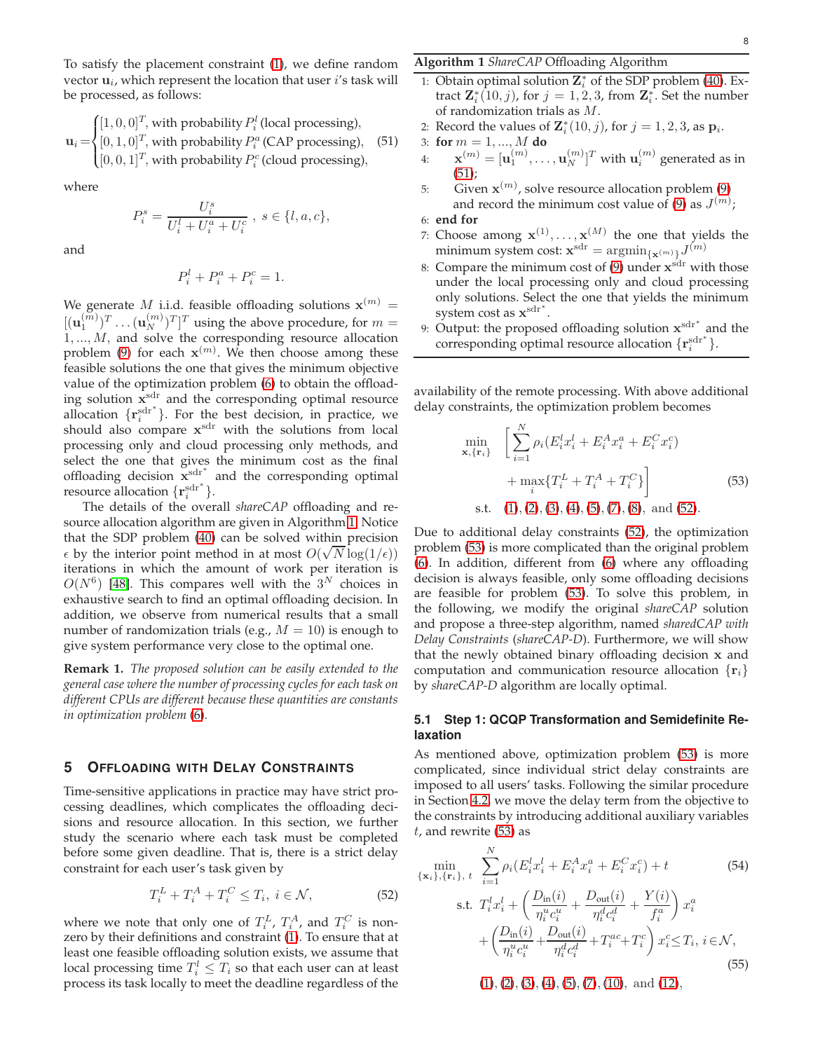To satisfy the placement constraint (1), we define random vector $\mathbf{u}_i$, which represent the location that user $i$'s task will be processed, as follows:

$$\mathbf{u}_i = \begin{cases} [1,0,0]^T, \text{with probability } P_i^l \text{ (local processing)}, \\ [0,1,0]^T, \text{with probability } P_i^a \text{ (CAP processing)}, \\ [0,0,1]^T, \text{with probability } P_i^c \text{ (cloud processing)}, \end{cases} \quad (51)$$

where

$$P_i^s = \frac{U_i^s}{U_i^l + U_i^a + U_i^c}, \; s \in \{l, a, c\},$$

and

$$P_i^l + P_i^a + P_i^c = 1.$$

We generate $M$ i.i.d. feasible offloading solutions $\mathbf{x}^{(m)} = [(\mathbf{u}_1^{(m)})^T \dots (\mathbf{u}_N^{(m)})^T]^T$ using the above procedure, for $m = 1, ..., M$, and solve the corresponding resource allocation problem (9) for each $\mathbf{x}^{(m)}$. We then choose among these feasible solutions the one that gives the minimum objective value of the optimization problem (6) to obtain the offloading solution $\mathbf{x}^{\text{sdr}}$ and the corresponding optimal resource allocation $\{\mathbf{r}_i^{\text{sdr}^*}\}$. For the best decision, in practice, we should also compare $\mathbf{x}^{\text{sdr}}$ with the solutions from local processing only and cloud processing only methods, and select the one that gives the minimum cost as the final offloading decision $\mathbf{x}^{\text{sdr}^*}$ and the corresponding optimal resource allocation $\{\mathbf{r}_i^{\text{sdr}^*}\}$.

The details of the overall *shareCAP* offloading and resource allocation algorithm are given in Algorithm 1. Notice that the SDP problem (40) can be solved within precision $\epsilon$ by the interior point method in at most $O(\sqrt{N}\log(1/\epsilon))$ iterations in which the amount of work per iteration is $O(N^6)$ [48]. This compares well with the $3^N$ choices in exhaustive search to find an optimal offloading decision. In addition, we observe from numerical results that a small number of randomization trials (e.g., $M = 10$) is enough to give system performance very close to the optimal one.

**Remark 1.** *The proposed solution can be easily extended to the general case where the number of processing cycles for each task on different CPUs are different because these quantities are constants in optimization problem (6).*

**Algorithm 1** *ShareCAP* Offloading Algorithm

1: Obtain optimal solution $\mathbf{Z}_i^*$ of the SDP problem (40). Extract $\mathbf{Z}_i^*(10, j)$, for $j = 1, 2, 3$, from $\mathbf{Z}_i^*$. Set the number of randomization trials as $M$.
2: Record the values of $\mathbf{Z}_i^*(10, j)$, for $j = 1, 2, 3$, as $\mathbf{p}_i$.
3: **for** $m = 1, ..., M$ **do**
4: $\quad \mathbf{x}^{(m)} = [\mathbf{u}_1^{(m)}, \dots, \mathbf{u}_N^{(m)}]^T$ with $\mathbf{u}_i^{(m)}$ generated as in (51);
5: $\quad$ Given $\mathbf{x}^{(m)}$, solve resource allocation problem (9) and record the minimum cost value of (9) as $J^{(m)}$;
6: **end for**
7: Choose among $\mathbf{x}^{(1)}, \dots, \mathbf{x}^{(M)}$ the one that yields the minimum system cost: $\mathbf{x}^{\text{sdr}} = \text{argmin}_{\{\mathbf{x}^{(m)}\}} J^{(m)}$
8: Compare the minimum cost of (9) under $\mathbf{x}^{\text{sdr}}$ with those under the local processing only and cloud processing only solutions. Select the one that yields the minimum system cost as $\mathbf{x}^{\text{sdr}^*}$.
9: Output: the proposed offloading solution $\mathbf{x}^{\text{sdr}^*}$ and the corresponding optimal resource allocation $\{\mathbf{r}_i^{\text{sdr}^*}\}$.

## 5 Offloading with Delay Constraints

Time-sensitive applications in practice may have strict processing deadlines, which complicates the offloading decisions and resource allocation. In this section, we further study the scenario where each task must be completed before some given deadline. That is, there is a strict delay constraint for each user's task given by

$$T_i^L + T_i^A + T_i^C \le T_i, \; i \in \mathcal{N}, \quad (52)$$

where we note that only one of $T_i^L$, $T_i^A$, and $T_i^C$ is nonzero by their definitions and constraint (1). To ensure that at least one feasible offloading solution exists, we assume that local processing time $T_i^l \le T_i$ so that each user can at least process its task locally to meet the deadline regardless of the availability of the remote processing. With above additional delay constraints, the optimization problem becomes

$$\begin{aligned} \min_{\mathbf{x}, \{\mathbf{r}_i\}} \quad & \Bigg[ \sum_{i=1}^N \rho_i (E_i^l x_i^l + E_i^A x_i^a + E_i^C x_i^c) \\ & + \max_i \{T_i^L + T_i^A + T_i^C\} \Bigg] \quad (53) \\ \text{s.t.} \quad & (1), (2), (3), (4), (5), (7), (8), \text{ and } (52). \end{aligned}$$

Due to additional delay constraints (52), the optimization problem (53) is more complicated than the original problem (6). In addition, different from (6) where any offloading decision is always feasible, only some offloading decisions are feasible for problem (53). To solve this problem, in the following, we modify the original *shareCAP* solution and propose a three-step algorithm, named *sharedCAP with Delay Constraints* (*shareCAP-D*). Furthermore, we will show that the newly obtained binary offloading decision $\mathbf{x}$ and computation and communication resource allocation $\{\mathbf{r}_i\}$ by *shareCAP-D* algorithm are locally optimal.

### 5.1 Step 1: QCQP Transformation and Semidefinite Relaxation

As mentioned above, optimization problem (53) is more complicated, since individual strict delay constraints are imposed to all users' tasks. Following the similar procedure in Section 4.2, we move the delay term from the objective to the constraints by introducing additional auxiliary variables $t$, and rewrite (53) as

$$\begin{aligned} \min_{\{\mathbf{x}_i\}, \{\mathbf{r}_i\}, t} \quad & \sum_{i=1}^N \rho_i (E_i^l x_i^l + E_i^A x_i^a + E_i^C x_i^c) + t \quad (54) \\ \text{s.t.} \quad & T_i^l x_i^l + \left( \frac{D_{\text{in}}(i)}{\eta_i^u c_i^u} + \frac{D_{\text{out}}(i)}{\eta_i^d c_i^d} + \frac{Y(i)}{f_i^a} \right) x_i^a \\ & + \left( \frac{D_{\text{in}}(i)}{\eta_i^u c_i^u} + \frac{D_{\text{out}}(i)}{\eta_i^d c_i^d} + T_i^{ac} + T_i^c \right) x_i^c \le T_i, \; i \in \mathcal{N}, \quad (55) \\ & (1), (2), (3), (4), (5), (7), (10), \text{ and } (12), \end{aligned}$$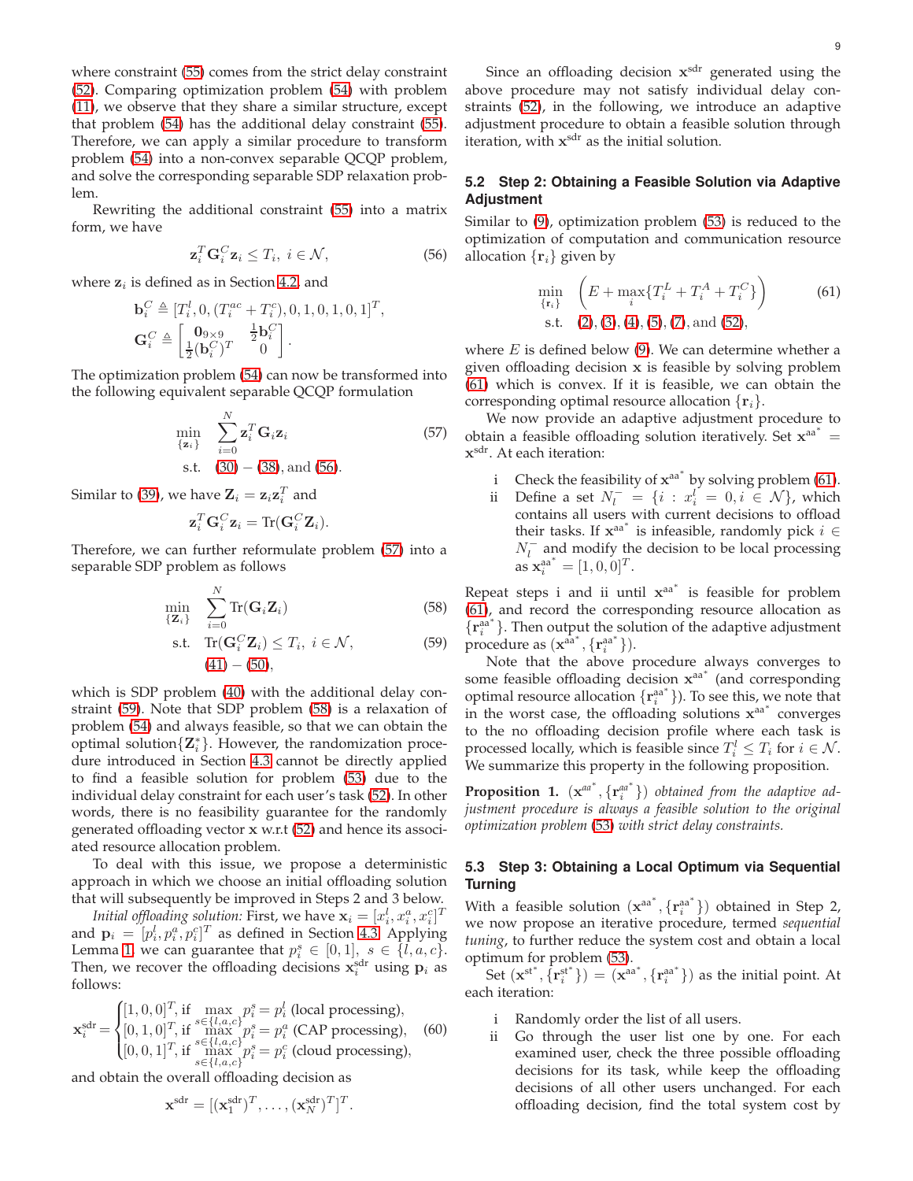where constraint (55) comes from the strict delay constraint (52). Comparing optimization problem (54) with problem (11), we observe that they share a similar structure, except that problem (54) has the additional delay constraint (55). Therefore, we can apply a similar procedure to transform problem (54) into a non-convex separable QCQP problem, and solve the corresponding separable SDP relaxation problem.

Rewriting the additional constraint (55) into a matrix form, we have

$$\mathbf{z}_i^T \mathbf{G}_i^C \mathbf{z}_i \leq T_i, \ i \in \mathcal{N}, \tag{56}$$

where $\mathbf{z}_i$ is defined as in Section 4.2, and

$$\mathbf{b}_i^C \triangleq [T_i^l, 0, (T_i^{ac} + T_i^c), 0, 1, 0, 1, 0, 1]^T,$$

$$\mathbf{G}_i^C \triangleq \begin{bmatrix} \mathbf{0}_{9\times 9} & \frac{1}{2}\mathbf{b}_i^C \\ \frac{1}{2}(\mathbf{b}_i^C)^T & 0 \end{bmatrix}.$$

The optimization problem (54) can now be transformed into the following equivalent separable QCQP formulation

$$\begin{aligned} \min_{\{\mathbf{z}_i\}} \quad & \sum_{i=0}^{N} \mathbf{z}_i^T \mathbf{G}_i \mathbf{z}_i \\ \text{s.t.} \quad & (30) - (38), \text{and } (56). \end{aligned} \tag{57}$$

Similar to (39), we have $\mathbf{Z}_i = \mathbf{z}_i \mathbf{z}_i^T$ and

$$\mathbf{z}_i^T \mathbf{G}_i^C \mathbf{z}_i = \text{Tr}(\mathbf{G}_i^C \mathbf{Z}_i).$$

Therefore, we can further reformulate problem (57) into a separable SDP problem as follows

$$\min_{\{\mathbf{Z}_i\}} \quad \sum_{i=0}^{N} \text{Tr}(\mathbf{G}_i \mathbf{Z}_i) \tag{58}$$

$$\text{s.t.} \quad \text{Tr}(\mathbf{G}_i^C \mathbf{Z}_i) \leq T_i, \ i \in \mathcal{N}, \tag{59}$$

$$(41) - (50),$$

which is SDP problem (40) with the additional delay constraint (59). Note that SDP problem (58) is a relaxation of problem (54) and always feasible, so that we can obtain the optimal solution$\{\mathbf{Z}_i^*\}$. However, the randomization procedure introduced in Section 4.3 cannot be directly applied to find a feasible solution for problem (53) due to the individual delay constraint for each user's task (52). In other words, there is no feasibility guarantee for the randomly generated offloading vector $\mathbf{x}$ w.r.t (52) and hence its associated resource allocation problem.

To deal with this issue, we propose a deterministic approach in which we choose an initial offloading solution that will subsequently be improved in Steps 2 and 3 below.

*Initial offloading solution:* First, we have $\mathbf{x}_i = [x_i^l, x_i^a, x_i^c]^T$ and $\mathbf{p}_i = [p_i^l, p_i^a, p_i^c]^T$ as defined in Section 4.3. Applying Lemma 1, we can guarantee that $p_i^s \in [0,1]$, $s \in \{l, a, c\}$. Then, we recover the offloading decisions $\mathbf{x}_i^{\text{sdr}}$ using $\mathbf{p}_i$ as follows:

$$\mathbf{x}_i^{\text{sdr}} = \begin{cases} [1,0,0]^T, \text{if} \max\limits_{s\in\{l,a,c\}} p_i^s = p_i^l \text{ (local processing)}, \\ [0,1,0]^T, \text{if} \max\limits_{s\in\{l,a,c\}} p_i^s = p_i^a \text{ (CAP processing)}, \\ [0,0,1]^T, \text{if} \max\limits_{s\in\{l,a,c\}} p_i^s = p_i^c \text{ (cloud processing)}, \end{cases} \tag{60}$$

and obtain the overall offloading decision as

$$\mathbf{x}^{\text{sdr}} = [(\mathbf{x}_1^{\text{sdr}})^T, \ldots, (\mathbf{x}_N^{\text{sdr}})^T]^T.$$

Since an offloading decision $\mathbf{x}^{\text{sdr}}$ generated using the above procedure may not satisfy individual delay constraints (52), in the following, we introduce an adaptive adjustment procedure to obtain a feasible solution through iteration, with $\mathbf{x}^{\text{sdr}}$ as the initial solution.

### 5.2 Step 2: Obtaining a Feasible Solution via Adaptive Adjustment

Similar to (9), optimization problem (53) is reduced to the optimization of computation and communication resource allocation $\{\mathbf{r}_i\}$ given by

$$\begin{aligned} \min_{\{\mathbf{r}_i\}} \quad & \left( E + \max_i \{T_i^L + T_i^A + T_i^C\} \right) \\ \text{s.t.} \quad & (2), (3), (4), (5), (7), \text{and } (52), \end{aligned} \tag{61}$$

where $E$ is defined below (9). We can determine whether a given offloading decision $\mathbf{x}$ is feasible by solving problem (61) which is convex. If it is feasible, we can obtain the corresponding optimal resource allocation $\{\mathbf{r}_i\}$.

We now provide an adaptive adjustment procedure to obtain a feasible offloading solution iteratively. Set $\mathbf{x}^{\text{aa}^*} = \mathbf{x}^{\text{sdr}}$. At each iteration:

- i Check the feasibility of $\mathbf{x}^{\text{aa}^*}$ by solving problem (61).
- ii Define a set $N_l^- = \{i : x_i^l = 0, i \in \mathcal{N}\}$, which contains all users with current decisions to offload their tasks. If $\mathbf{x}^{\text{aa}^*}$ is infeasible, randomly pick $i \in N_l^-$ and modify the decision to be local processing as $\mathbf{x}_i^{\text{aa}^*} = [1,0,0]^T$.

Repeat steps i and ii until $\mathbf{x}^{\text{aa}^*}$ is feasible for problem (61), and record the corresponding resource allocation as $\{\mathbf{r}_i^{\text{aa}^*}\}$. Then output the solution of the adaptive adjustment procedure as $(\mathbf{x}^{\text{aa}^*}, \{\mathbf{r}_i^{\text{aa}^*}\})$.

Note that the above procedure always converges to some feasible offloading decision $\mathbf{x}^{\text{aa}^*}$ (and corresponding optimal resource allocation $\{\mathbf{r}_i^{\text{aa}^*}\}$). To see this, we note that in the worst case, the offloading solutions $\mathbf{x}^{\text{aa}^*}$ converges to the no offloading decision profile where each task is processed locally, which is feasible since $T_i^l \leq T_i$ for $i \in \mathcal{N}$. We summarize this property in the following proposition.

**Proposition 1.** *$(\mathbf{x}^{aa^*}, \{\mathbf{r}_i^{aa^*}\})$ obtained from the adaptive adjustment procedure is always a feasible solution to the original optimization problem (53) with strict delay constraints.*

### 5.3 Step 3: Obtaining a Local Optimum via Sequential Turning

With a feasible solution $(\mathbf{x}^{\text{aa}^*}, \{\mathbf{r}_i^{\text{aa}^*}\})$ obtained in Step 2, we now propose an iterative procedure, termed *sequential tuning*, to further reduce the system cost and obtain a local optimum for problem (53).

Set $(\mathbf{x}^{\text{st}^*}, \{\mathbf{r}_i^{\text{st}^*}\}) = (\mathbf{x}^{\text{aa}^*}, \{\mathbf{r}_i^{\text{aa}^*}\})$ as the initial point. At each iteration:

- i Randomly order the list of all users.
- ii Go through the user list one by one. For each examined user, check the three possible offloading decisions for its task, while keep the offloading decisions of all other users unchanged. For each offloading decision, find the total system cost by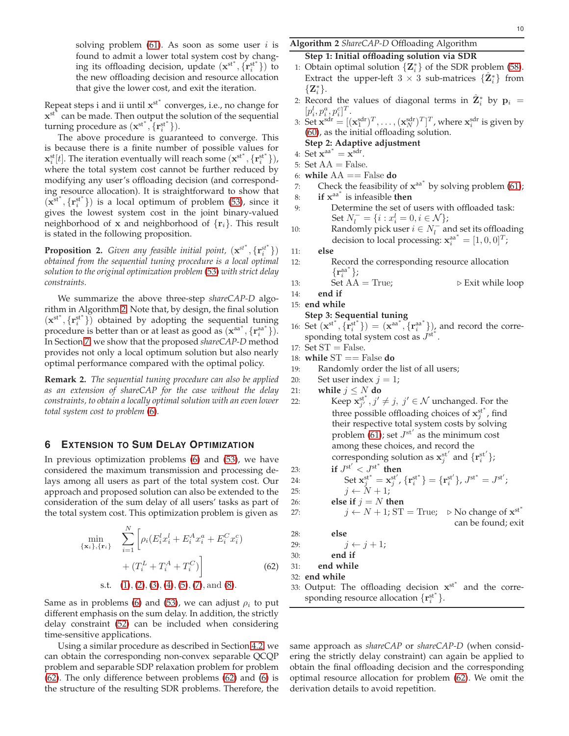solving problem (61). As soon as some user $i$ is found to admit a lower total system cost by changing its offloading decision, update $(\mathbf{x}^{\text{st}^*}, \{\mathbf{r}_i^{\text{st}^*}\})$ to the new offloading decision and resource allocation that give the lower cost, and exit the iteration.

Repeat steps i and ii until $\mathbf{x}^{\text{st}^*}$ converges, i.e., no change for $\mathbf{x}^{\text{st}^*}$ can be made. Then output the solution of the sequential turning procedure as $(\mathbf{x}^{\text{st}^*}, \{\mathbf{r}_i^{\text{st}^*}\})$.

The above procedure is guaranteed to converge. This is because there is a finite number of possible values for $\mathbf{x}_i^{\text{st}}[t]$. The iteration eventually will reach some $(\mathbf{x}^{\text{st}^*}, \{\mathbf{r}_i^{\text{st}^*}\})$, where the total system cost cannot be further reduced by modifying any user's offloading decision (and corresponding resource allocation). It is straightforward to show that $(\mathbf{x}^{\text{st}^*}, \{\mathbf{r}_i^{\text{st}^*}\})$ is a local optimum of problem (53), since it gives the lowest system cost in the joint binary-valued neighborhood of $\mathbf{x}$ and neighborhood of $\{\mathbf{r}_i\}$. This result is stated in the following proposition.

**Proposition 2.** *Given any feasible initial point, $(\mathbf{x}^{\text{st}^*}, \{\mathbf{r}_i^{\text{st}^*}\})$ obtained from the sequential tuning procedure is a local optimal solution to the original optimization problem (53) with strict delay constraints.*

We summarize the above three-step *shareCAP-D* algorithm in Algorithm 2. Note that, by design, the final solution $(\mathbf{x}^{\text{st}^*}, \{\mathbf{r}_i^{\text{st}^*}\})$ obtained by adopting the sequential tuning procedure is better than or at least as good as $(\mathbf{x}^{\text{aa}^*}, \{\mathbf{r}_i^{\text{aa}^*}\})$. In Section 7, we show that the proposed *shareCAP-D* method provides not only a local optimum solution but also nearly optimal performance compared with the optimal policy.

**Remark 2.** *The sequential tuning procedure can also be applied as an extension of shareCAP for the case without the delay constraints, to obtain a locally optimal solution with an even lower total system cost to problem (6).*

## 6 Extension to Sum Delay Optimization

In previous optimization problems (6) and (53), we have considered the maximum transmission and processing delays among all users as part of the total system cost. Our approach and proposed solution can also be extended to the consideration of the sum delay of all users' tasks as part of the total system cost. This optimization problem is given as

$$\min_{\{\mathbf{x}_i\},\{\mathbf{r}_i\}} \quad \sum_{i=1}^{N}\Big[\rho_i(E_i^l x_i^l + E_i^A x_i^a + E_i^C x_i^c) + (T_i^L + T_i^A + T_i^C)\Big] \tag{62}$$
$$\text{s.t.} \quad (1), (2), (3), (4), (5), (7), \text{and } (8).$$

Same as in problems (6) and (53), we can adjust $\rho_i$ to put different emphasis on the sum delay. In addition, the strictly delay constraint (52) can be included when considering time-sensitive applications.

Using a similar procedure as described in Section 4.2, we can obtain the corresponding non-convex separable QCQP problem and separable SDP relaxation problem for problem (62). The only difference between problems (62) and (6) is the structure of the resulting SDR problems. Therefore, the same approach as *shareCAP* or *shareCAP-D* (when considering the strictly delay constraint) can again be applied to obtain the final offloading decision and the corresponding optimal resource allocation for problem (62). We omit the derivation details to avoid repetition.

**Algorithm 2** *ShareCAP-D* Offloading Algorithm

**Step 1: Initial offloading solution via SDR**
1: Obtain optimal solution $\{\mathbf{Z}_i^*\}$ of the SDR problem (58). Extract the upper-left $3 \times 3$ sub-matrices $\{\hat{\mathbf{Z}}_i^*\}$ from $\{\mathbf{Z}_i^*\}$.
2: Record the values of diagonal terms in $\hat{\mathbf{Z}}_i^*$ by $\mathbf{p}_i = [p_i^l, p_i^a, p_i^c]^T$.
3: Set $\mathbf{x}^{\text{sdr}} = [(\mathbf{x}_1^{\text{sdr}})^T, \dots, (\mathbf{x}_N^{\text{sdr}})^T]^T$, where $\mathbf{x}_i^{\text{sdr}}$ is given by (60), as the initial offloading solution.

**Step 2: Adaptive adjustment**
4: Set $\mathbf{x}^{\text{aa}^*} = \mathbf{x}^{\text{sdr}}$.
5: Set AA = False.
6: **while** AA == False **do**
7: Check the feasibility of $\mathbf{x}^{\text{aa}^*}$ by solving problem (61);
8: **if** $\mathbf{x}^{\text{aa}^*}$ is infeasible **then**
9: Determine the set of users with offloaded task: Set $N_l^- = \{i : x_i^l = 0, i \in \mathcal{N}\}$;
10: Randomly pick user $i \in N_l^-$ and set its offloading decision to local processing: $\mathbf{x}_i^{\text{aa}^*} = [1, 0, 0]^T$;
11: **else**
12: Record the corresponding resource allocation $\{\mathbf{r}_i^{\text{aa}^*}\}$;
13: Set AA = True; ▷ Exit while loop
14: **end if**
15: **end while**

**Step 3: Sequential tuning**
16: Set $(\mathbf{x}^{\text{st}^*}, \{\mathbf{r}_i^{\text{st}^*}\}) = (\mathbf{x}^{\text{aa}^*}, \{\mathbf{r}_i^{\text{aa}^*}\})$, and record the corresponding total system cost as $J^{\text{st}^*}$.
17: Set ST = False.
18: **while** ST == False **do**
19: Randomly order the list of all users;
20: Set user index $j = 1$;
21: **while** $j \le N$ **do**
22: Keep $\mathbf{x}_{j'}^{\text{st}^*}, j' \neq j,\ j' \in \mathcal{N}$ unchanged. For the three possible offloading choices of $\mathbf{x}_j^{\text{st}^*}$, find their respective total system costs by solving problem (61); set $J^{\text{st}'}$ as the minimum cost among these choices, and record the corresponding solution as $\mathbf{x}_j^{\text{st}'}$ and $\{\mathbf{r}_i^{\text{st}'}\}$;
23: **if** $J^{\text{st}'} < J^{\text{st}^*}$ **then**
24: Set $\mathbf{x}_j^{\text{st}^*} = \mathbf{x}_j^{\text{st}'}$, $\{\mathbf{r}_i^{\text{st}^*}\} = \{\mathbf{r}_i^{\text{st}'}\}$, $J^{\text{st}^*} = J^{\text{st}'}$;
25: $j \leftarrow N + 1$;
26: **else if** $j = N$ **then**
27: $j \leftarrow N + 1$; ST = True; ▷ No change of $\mathbf{x}^{\text{st}^*}$ can be found; exit
28: **else**
29: $j \leftarrow j + 1$;
30: **end if**
31: **end while**
32: **end while**
33: Output: The offloading decision $\mathbf{x}^{\text{st}^*}$ and the corresponding resource allocation $\{\mathbf{r}_i^{\text{st}^*}\}$.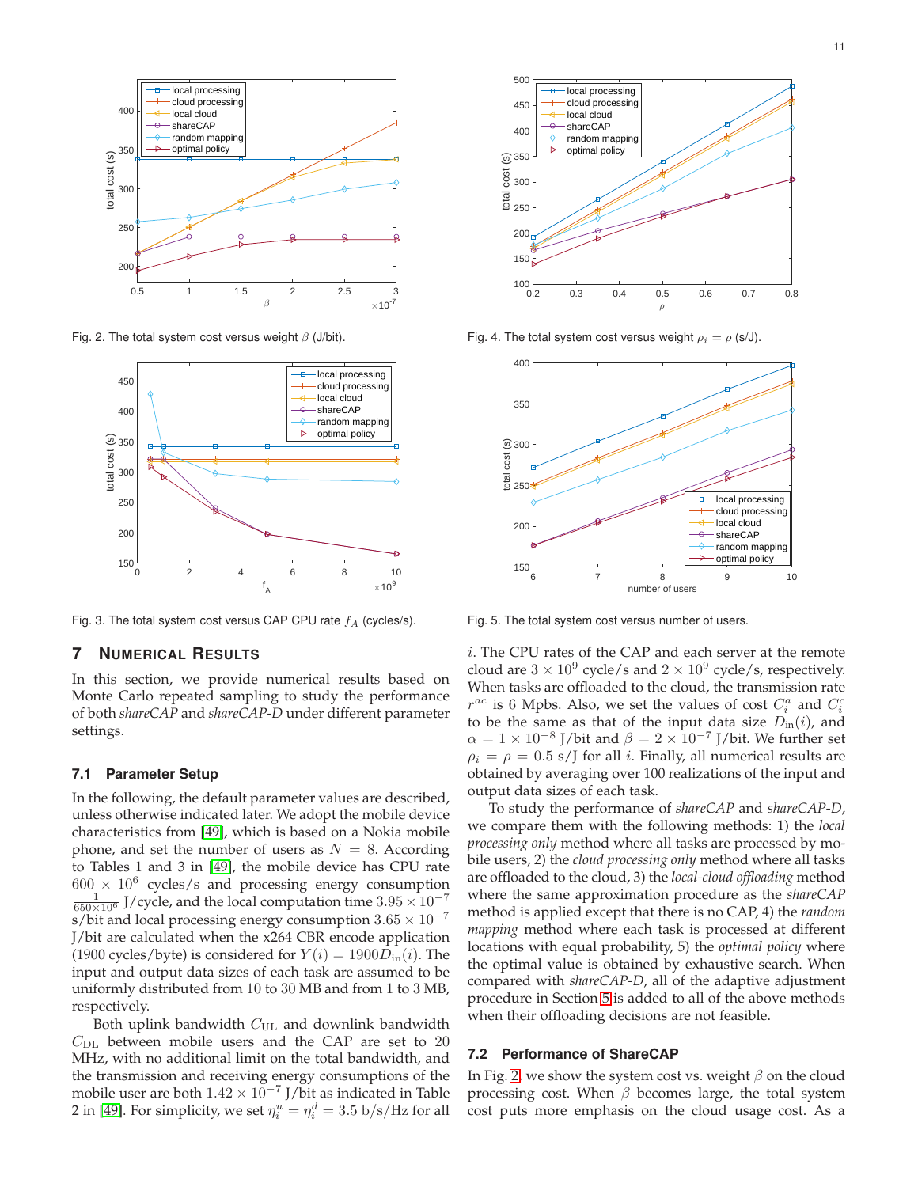Fig. 2. The total system cost versus weight $\beta$ (J/bit).

Fig. 3. The total system cost versus CAP CPU rate $f_A$ (cycles/s).

Fig. 4. The total system cost versus weight $\rho_i = \rho$ (s/J).

Fig. 5. The total system cost versus number of users.

## 7 Numerical Results

In this section, we provide numerical results based on Monte Carlo repeated sampling to study the performance of both *shareCAP* and *shareCAP-D* under different parameter settings.

### 7.1 Parameter Setup

In the following, the default parameter values are described, unless otherwise indicated later. We adopt the mobile device characteristics from [49], which is based on a Nokia mobile phone, and set the number of users as $N = 8$. According to Tables 1 and 3 in [49], the mobile device has CPU rate $600 \times 10^6$ cycles/s and processing energy consumption $\frac{1}{650 \times 10^6}$ J/cycle, and the local computation time $3.95 \times 10^{-7}$ s/bit and local processing energy consumption $3.65 \times 10^{-7}$ J/bit are calculated when the x264 CBR encode application (1900 cycles/byte) is considered for $Y(i) = 1900 D_{\text{in}}(i)$. The input and output data sizes of each task are assumed to be uniformly distributed from 10 to 30 MB and from 1 to 3 MB, respectively.

Both uplink bandwidth $C_{\text{UL}}$ and downlink bandwidth $C_{\text{DL}}$ between mobile users and the CAP are set to 20 MHz, with no additional limit on the total bandwidth, and the transmission and receiving energy consumptions of the mobile user are both $1.42 \times 10^{-7}$ J/bit as indicated in Table 2 in [49]. For simplicity, we set $\eta_i^u = \eta_i^d = 3.5$ b/s/Hz for all $i$. The CPU rates of the CAP and each server at the remote cloud are $3 \times 10^9$ cycle/s and $2 \times 10^9$ cycle/s, respectively. When tasks are offloaded to the cloud, the transmission rate $r^{ac}$ is 6 Mpbs. Also, we set the values of cost $C_i^a$ and $C_i^c$ to be the same as that of the input data size $D_{\text{in}}(i)$, and $\alpha = 1 \times 10^{-8}$ J/bit and $\beta = 2 \times 10^{-7}$ J/bit. We further set $\rho_i = \rho = 0.5$ s/J for all $i$. Finally, all numerical results are obtained by averaging over 100 realizations of the input and output data sizes of each task.

To study the performance of *shareCAP* and *shareCAP-D*, we compare them with the following methods: 1) the *local processing only* method where all tasks are processed by mobile users, 2) the *cloud processing only* method where all tasks are offloaded to the cloud, 3) the *local-cloud offloading* method where the same approximation procedure as the *shareCAP* method is applied except that there is no CAP, 4) the *random mapping* method where each task is processed at different locations with equal probability, 5) the *optimal policy* where the optimal value is obtained by exhaustive search. When compared with *shareCAP-D*, all of the adaptive adjustment procedure in Section 5 is added to all of the above methods when their offloading decisions are not feasible.

### 7.2 Performance of ShareCAP

In Fig. 2, we show the system cost vs. weight $\beta$ on the cloud processing cost. When $\beta$ becomes large, the total system cost puts more emphasis on the cloud usage cost. As a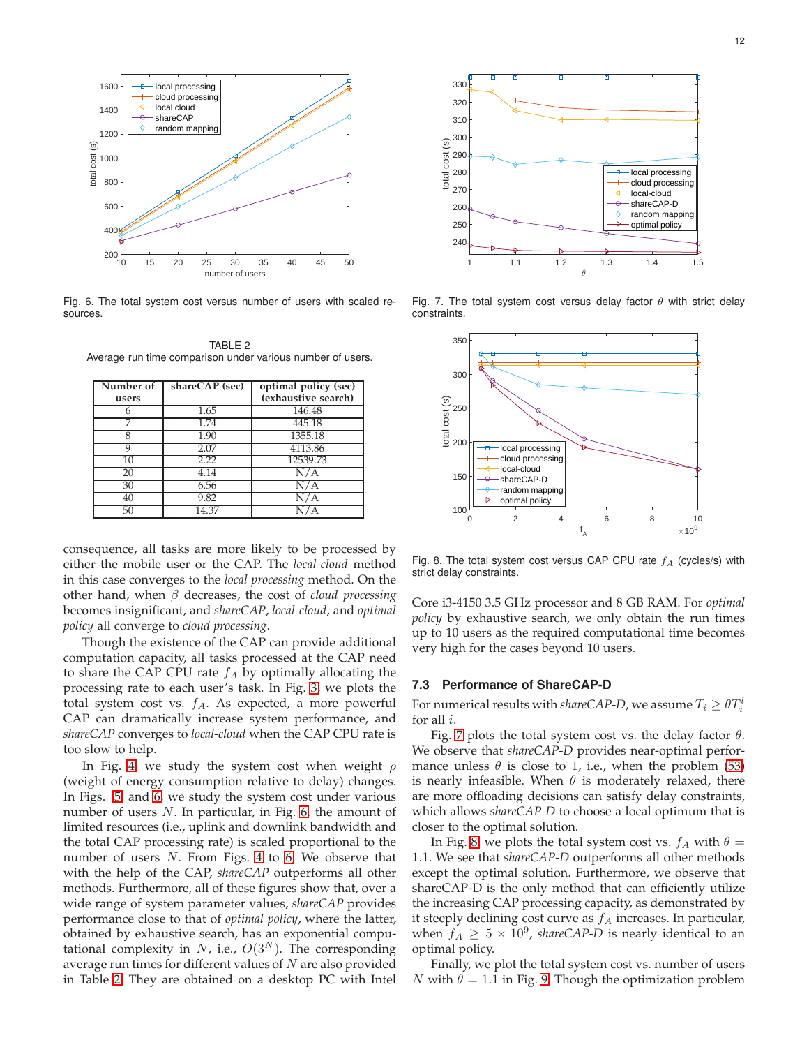Fig. 6. The total system cost versus number of users with scaled resources.

TABLE 2
Average run time comparison under various number of users.

| Number of users | shareCAP (sec) | optimal policy (sec) (exhaustive search) |
|---|---|---|
| 6 | 1.65 | 146.48 |
| 7 | 1.74 | 445.18 |
| 8 | 1.90 | 1355.18 |
| 9 | 2.07 | 4113.86 |
| 10 | 2.22 | 12539.73 |
| 20 | 4.14 | N/A |
| 30 | 6.56 | N/A |
| 40 | 9.82 | N/A |
| 50 | 14.37 | N/A |

consequence, all tasks are more likely to be processed by either the mobile user or the CAP. The *local-cloud* method in this case converges to the *local processing* method. On the other hand, when $\beta$ decreases, the cost of *cloud processing* becomes insignificant, and *shareCAP*, *local-cloud*, and *optimal policy* all converge to *cloud processing*.

Though the existence of the CAP can provide additional computation capacity, all tasks processed at the CAP need to share the CAP CPU rate $f_A$ by optimally allocating the processing rate to each user's task. In Fig. 3, we plots the total system cost vs. $f_A$. As expected, a more powerful CAP can dramatically increase system performance, and *shareCAP* converges to *local-cloud* when the CAP CPU rate is too slow to help.

In Fig. 4, we study the system cost when weight $\rho$ (weight of energy consumption relative to delay) changes. In Figs. 5 and 6, we study the system cost under various number of users $N$. In particular, in Fig. 6, the amount of limited resources (i.e., uplink and downlink bandwidth and the total CAP processing rate) is scaled proportional to the number of users $N$. From Figs. 4 to 6, We observe that with the help of the CAP, *shareCAP* outperforms all other methods. Furthermore, all of these figures show that, over a wide range of system parameter values, *shareCAP* provides performance close to that of *optimal policy*, where the latter, obtained by exhaustive search, has an exponential computational complexity in $N$, i.e., $O(3^N)$. The corresponding average run times for different values of $N$ are also provided in Table 2. They are obtained on a desktop PC with Intel Core i3-4150 3.5 GHz processor and 8 GB RAM. For *optimal policy* by exhaustive search, we only obtain the run times up to 10 users as the required computational time becomes very high for the cases beyond 10 users.

Fig. 7. The total system cost versus delay factor $\theta$ with strict delay constraints.

Fig. 8. The total system cost versus CAP CPU rate $f_A$ (cycles/s) with strict delay constraints.

### 7.3 Performance of ShareCAP-D

For numerical results with *shareCAP-D*, we assume $T_i \geq \theta T_i^l$ for all $i$.

Fig. 7 plots the total system cost vs. the delay factor $\theta$. We observe that *shareCAP-D* provides near-optimal performance unless $\theta$ is close to 1, i.e., when the problem (53) is nearly infeasible. When $\theta$ is moderately relaxed, there are more offloading decisions can satisfy delay constraints, which allows *shareCAP-D* to choose a local optimum that is closer to the optimal solution.

In Fig. 8, we plots the total system cost vs. $f_A$ with $\theta = 1.1$. We see that *shareCAP-D* outperforms all other methods except the optimal solution. Furthermore, we observe that shareCAP-D is the only method that can efficiently utilize the increasing CAP processing capacity, as demonstrated by it steeply declining cost curve as $f_A$ increases. In particular, when $f_A \geq 5 \times 10^9$, *shareCAP-D* is nearly identical to an optimal policy.

Finally, we plot the total system cost vs. number of users $N$ with $\theta = 1.1$ in Fig. 9. Though the optimization problem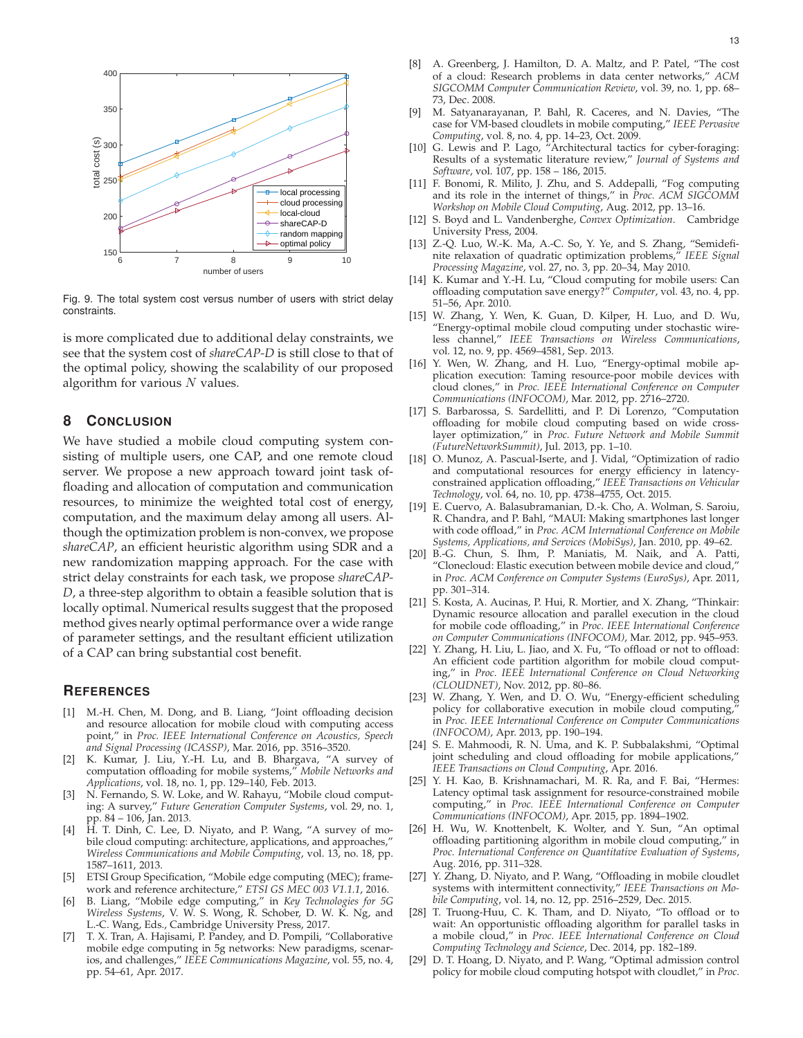Fig. 9. The total system cost versus number of users with strict delay constraints.

is more complicated due to additional delay constraints, we see that the system cost of *shareCAP-D* is still close to that of the optimal policy, showing the scalability of our proposed algorithm for various $N$ values.

## 8 Conclusion

We have studied a mobile cloud computing system consisting of multiple users, one CAP, and one remote cloud server. We propose a new approach toward joint task offloading and allocation of computation and communication resources, to minimize the weighted total cost of energy, computation, and the maximum delay among all users. Although the optimization problem is non-convex, we propose *shareCAP*, an efficient heuristic algorithm using SDR and a new randomization mapping approach. For the case with strict delay constraints for each task, we propose *shareCAP-D*, a three-step algorithm to obtain a feasible solution that is locally optimal. Numerical results suggest that the proposed method gives nearly optimal performance over a wide range of parameter settings, and the resultant efficient utilization of a CAP can bring substantial cost benefit.

## References

[1] M.-H. Chen, M. Dong, and B. Liang, "Joint offloading decision and resource allocation for mobile cloud with computing access point," in *Proc. IEEE International Conference on Acoustics, Speech and Signal Processing (ICASSP)*, Mar. 2016, pp. 3516–3520.

[2] K. Kumar, J. Liu, Y.-H. Lu, and B. Bhargava, "A survey of computation offloading for mobile systems," *Mobile Networks and Applications*, vol. 18, no. 1, pp. 129–140, Feb. 2013.

[3] N. Fernando, S. W. Loke, and W. Rahayu, "Mobile cloud computing: A survey," *Future Generation Computer Systems*, vol. 29, no. 1, pp. 84 – 106, Jan. 2013.

[4] H. T. Dinh, C. Lee, D. Niyato, and P. Wang, "A survey of mobile cloud computing: architecture, applications, and approaches," *Wireless Communications and Mobile Computing*, vol. 13, no. 18, pp. 1587–1611, 2013.

[5] ETSI Group Specification, "Mobile edge computing (MEC); framework and reference architecture," *ETSI GS MEC 003 V1.1.1*, 2016.

[6] B. Liang, "Mobile edge computing," in *Key Technologies for 5G Wireless Systems*, V. W. S. Wong, R. Schober, D. W. K. Ng, and L.-C. Wang, Eds., Cambridge University Press, 2017.

[7] T. X. Tran, A. Hajisami, P. Pandey, and D. Pompili, "Collaborative mobile edge computing in 5g networks: New paradigms, scenarios, and challenges," *IEEE Communications Magazine*, vol. 55, no. 4, pp. 54–61, Apr. 2017.

[8] A. Greenberg, J. Hamilton, D. A. Maltz, and P. Patel, "The cost of a cloud: Research problems in data center networks," *ACM SIGCOMM Computer Communication Review*, vol. 39, no. 1, pp. 68–73, Dec. 2008.

[9] M. Satyanarayanan, P. Bahl, R. Caceres, and N. Davies, "The case for VM-based cloudlets in mobile computing," *IEEE Pervasive Computing*, vol. 8, no. 4, pp. 14–23, Oct. 2009.

[10] G. Lewis and P. Lago, "Architectural tactics for cyber-foraging: Results of a systematic literature review," *Journal of Systems and Software*, vol. 107, pp. 158 – 186, 2015.

[11] F. Bonomi, R. Milito, J. Zhu, and S. Addepalli, "Fog computing and its role in the internet of things," in *Proc. ACM SIGCOMM Workshop on Mobile Cloud Computing*, Aug. 2012, pp. 13–16.

[12] S. Boyd and L. Vandenberghe, *Convex Optimization*. Cambridge University Press, 2004.

[13] Z.-Q. Luo, W.-K. Ma, A.-C. So, Y. Ye, and S. Zhang, "Semidefinite relaxation of quadratic optimization problems," *IEEE Signal Processing Magazine*, vol. 27, no. 3, pp. 20–34, May 2010.

[14] K. Kumar and Y.-H. Lu, "Cloud computing for mobile users: Can offloading computation save energy?" *Computer*, vol. 43, no. 4, pp. 51–56, Apr. 2010.

[15] W. Zhang, Y. Wen, K. Guan, D. Kilper, H. Luo, and D. Wu, "Energy-optimal mobile cloud computing under stochastic wireless channel," *IEEE Transactions on Wireless Communications*, vol. 12, no. 9, pp. 4569–4581, Sep. 2013.

[16] Y. Wen, W. Zhang, and H. Luo, "Energy-optimal mobile application execution: Taming resource-poor mobile devices with cloud clones," in *Proc. IEEE International Conference on Computer Communications (INFOCOM)*, Mar. 2012, pp. 2716–2720.

[17] S. Barbarossa, S. Sardellitti, and P. Di Lorenzo, "Computation offloading for mobile cloud computing based on wide cross-layer optimization," in *Proc. Future Network and Mobile Summit (FutureNetworkSummit)*, Jul. 2013, pp. 1–10.

[18] O. Munoz, A. Pascual-Iserte, and J. Vidal, "Optimization of radio and computational resources for energy efficiency in latency-constrained application offloading," *IEEE Transactions on Vehicular Technology*, vol. 64, no. 10, pp. 4738–4755, Oct. 2015.

[19] E. Cuervo, A. Balasubramanian, D.-k. Cho, A. Wolman, S. Saroiu, R. Chandra, and P. Bahl, "MAUI: Making smartphones last longer with code offload," in *Proc. ACM International Conference on Mobile Systems, Applications, and Services (MobiSys)*, Jan. 2010, pp. 49–62.

[20] B.-G. Chun, S. Ihm, P. Maniatis, M. Naik, and A. Patti, "Clonecloud: Elastic execution between mobile device and cloud," in *Proc. ACM Conference on Computer Systems (EuroSys)*, Apr. 2011, pp. 301–314.

[21] S. Kosta, A. Aucinas, P. Hui, R. Mortier, and X. Zhang, "Thinkair: Dynamic resource allocation and parallel execution in the cloud for mobile code offloading," in *Proc. IEEE International Conference on Computer Communications (INFOCOM)*, Mar. 2012, pp. 945–953.

[22] Y. Zhang, H. Liu, L. Jiao, and X. Fu, "To offload or not to offload: An efficient code partition algorithm for mobile cloud computing," in *Proc. IEEE International Conference on Cloud Networking (CLOUDNET)*, Nov. 2012, pp. 80–86.

[23] W. Zhang, Y. Wen, and D. O. Wu, "Energy-efficient scheduling policy for collaborative execution in mobile cloud computing," in *Proc. IEEE International Conference on Computer Communications (INFOCOM)*, Apr. 2013, pp. 190–194.

[24] S. E. Mahmoodi, R. N. Uma, and K. P. Subbalakshmi, "Optimal joint scheduling and cloud offloading for mobile applications," *IEEE Transactions on Cloud Computing*, Apr. 2016.

[25] Y. H. Kao, B. Krishnamachari, M. R. Ra, and F. Bai, "Hermes: Latency optimal task assignment for resource-constrained mobile computing," in *Proc. IEEE International Conference on Computer Communications (INFOCOM)*, Apr. 2015, pp. 1894–1902.

[26] H. Wu, W. Knottenbelt, K. Wolter, and Y. Sun, "An optimal offloading partitioning algorithm in mobile cloud computing," in *Proc. International Conference on Quantitative Evaluation of Systems*, Aug. 2016, pp. 311–328.

[27] Y. Zhang, D. Niyato, and P. Wang, "Offloading in mobile cloudlet systems with intermittent connectivity," *IEEE Transactions on Mobile Computing*, vol. 14, no. 12, pp. 2516–2529, Dec. 2015.

[28] T. Truong-Huu, C. K. Tham, and D. Niyato, "To offload or to wait: An opportunistic offloading algorithm for parallel tasks in a mobile cloud," in *Proc. IEEE International Conference on Cloud Computing Technology and Science*, Dec. 2014, pp. 182–189.

[29] D. T. Hoang, D. Niyato, and P. Wang, "Optimal admission control policy for mobile cloud computing hotspot with cloudlet," in *Proc.*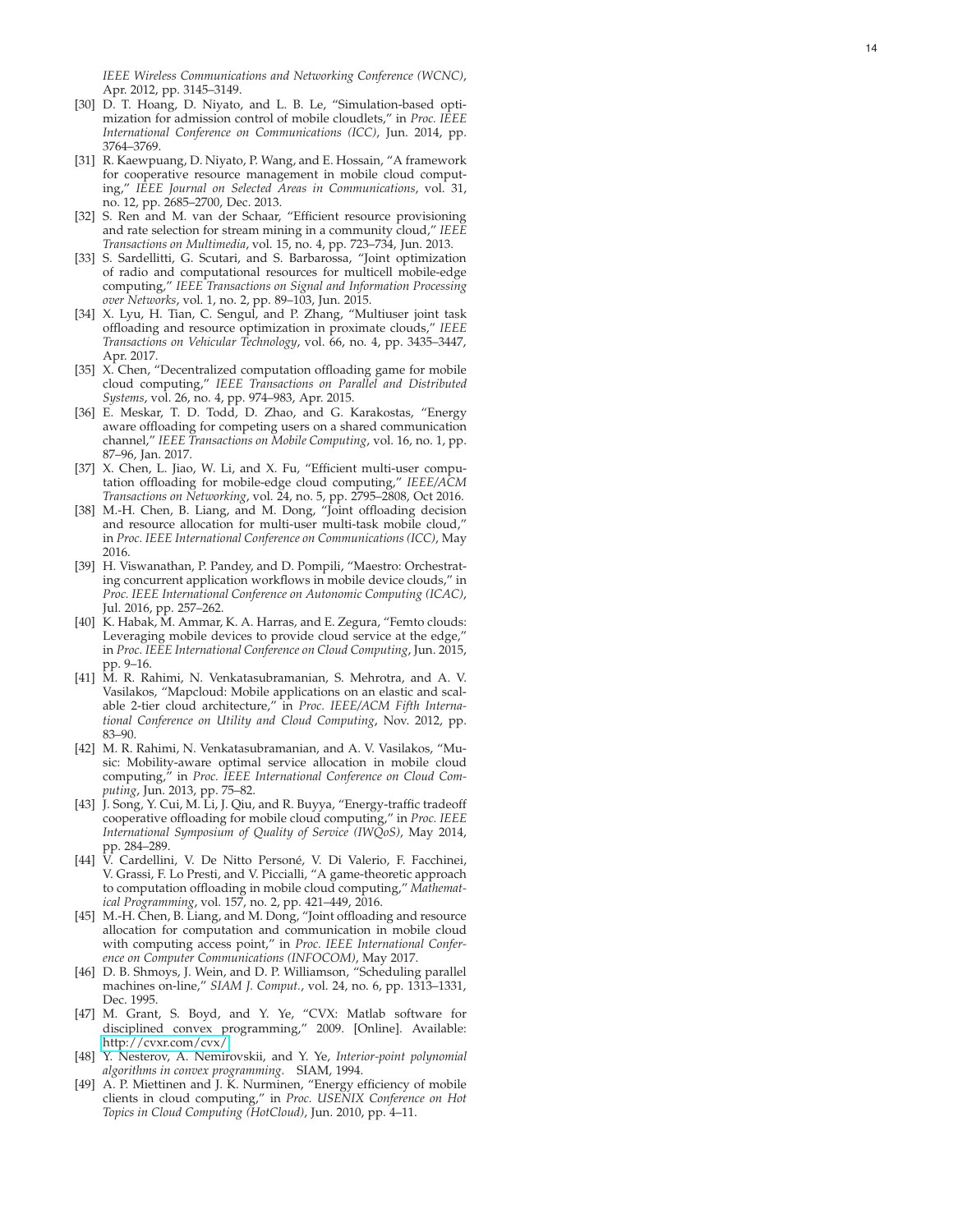*IEEE Wireless Communications and Networking Conference (WCNC)*, Apr. 2012, pp. 3145–3149.

[30] D. T. Hoang, D. Niyato, and L. B. Le, "Simulation-based optimization for admission control of mobile cloudlets," in *Proc. IEEE International Conference on Communications (ICC)*, Jun. 2014, pp. 3764–3769.

[31] R. Kaewpuang, D. Niyato, P. Wang, and E. Hossain, "A framework for cooperative resource management in mobile cloud computing," *IEEE Journal on Selected Areas in Communications*, vol. 31, no. 12, pp. 2685–2700, Dec. 2013.

[32] S. Ren and M. van der Schaar, "Efficient resource provisioning and rate selection for stream mining in a community cloud," *IEEE Transactions on Multimedia*, vol. 15, no. 4, pp. 723–734, Jun. 2013.

[33] S. Sardellitti, G. Scutari, and S. Barbarossa, "Joint optimization of radio and computational resources for multicell mobile-edge computing," *IEEE Transactions on Signal and Information Processing over Networks*, vol. 1, no. 2, pp. 89–103, Jun. 2015.

[34] X. Lyu, H. Tian, C. Sengul, and P. Zhang, "Multiuser joint task offloading and resource optimization in proximate clouds," *IEEE Transactions on Vehicular Technology*, vol. 66, no. 4, pp. 3435–3447, Apr. 2017.

[35] X. Chen, "Decentralized computation offloading game for mobile cloud computing," *IEEE Transactions on Parallel and Distributed Systems*, vol. 26, no. 4, pp. 974–983, Apr. 2015.

[36] E. Meskar, T. D. Todd, D. Zhao, and G. Karakostas, "Energy aware offloading for competing users on a shared communication channel," *IEEE Transactions on Mobile Computing*, vol. 16, no. 1, pp. 87–96, Jan. 2017.

[37] X. Chen, L. Jiao, W. Li, and X. Fu, "Efficient multi-user computation offloading for mobile-edge cloud computing," *IEEE/ACM Transactions on Networking*, vol. 24, no. 5, pp. 2795–2808, Oct 2016.

[38] M.-H. Chen, B. Liang, and M. Dong, "Joint offloading decision and resource allocation for multi-user multi-task mobile cloud," in *Proc. IEEE International Conference on Communications (ICC)*, May 2016.

[39] H. Viswanathan, P. Pandey, and D. Pompili, "Maestro: Orchestrating concurrent application workflows in mobile device clouds," in *Proc. IEEE International Conference on Autonomic Computing (ICAC)*, Jul. 2016, pp. 257–262.

[40] K. Habak, M. Ammar, K. A. Harras, and E. Zegura, "Femto clouds: Leveraging mobile devices to provide cloud service at the edge," in *Proc. IEEE International Conference on Cloud Computing*, Jun. 2015, pp. 9–16.

[41] M. R. Rahimi, N. Venkatasubramanian, S. Mehrotra, and A. V. Vasilakos, "Mapcloud: Mobile applications on an elastic and scalable 2-tier cloud architecture," in *Proc. IEEE/ACM Fifth International Conference on Utility and Cloud Computing*, Nov. 2012, pp. 83–90.

[42] M. R. Rahimi, N. Venkatasubramanian, and A. V. Vasilakos, "Music: Mobility-aware optimal service allocation in mobile cloud computing," in *Proc. IEEE International Conference on Cloud Computing*, Jun. 2013, pp. 75–82.

[43] J. Song, Y. Cui, M. Li, J. Qiu, and R. Buyya, "Energy-traffic tradeoff cooperative offloading for mobile cloud computing," in *Proc. IEEE International Symposium of Quality of Service (IWQoS)*, May 2014, pp. 284–289.

[44] V. Cardellini, V. De Nitto Personé, V. Di Valerio, F. Facchinei, V. Grassi, F. Lo Presti, and V. Piccialli, "A game-theoretic approach to computation offloading in mobile cloud computing," *Mathematical Programming*, vol. 157, no. 2, pp. 421–449, 2016.

[45] M.-H. Chen, B. Liang, and M. Dong, "Joint offloading and resource allocation for computation and communication in mobile cloud with computing access point," in *Proc. IEEE International Conference on Computer Communications (INFOCOM)*, May 2017.

[46] D. B. Shmoys, J. Wein, and D. P. Williamson, "Scheduling parallel machines on-line," *SIAM J. Comput.*, vol. 24, no. 6, pp. 1313–1331, Dec. 1995.

[47] M. Grant, S. Boyd, and Y. Ye, "CVX: Matlab software for disciplined convex programming," 2009. [Online]. Available: http://cvxr.com/cvx/

[48] Y. Nesterov, A. Nemirovskii, and Y. Ye, *Interior-point polynomial algorithms in convex programming*. SIAM, 1994.

[49] A. P. Miettinen and J. K. Nurminen, "Energy efficiency of mobile clients in cloud computing," in *Proc. USENIX Conference on Hot Topics in Cloud Computing (HotCloud)*, Jun. 2010, pp. 4–11.